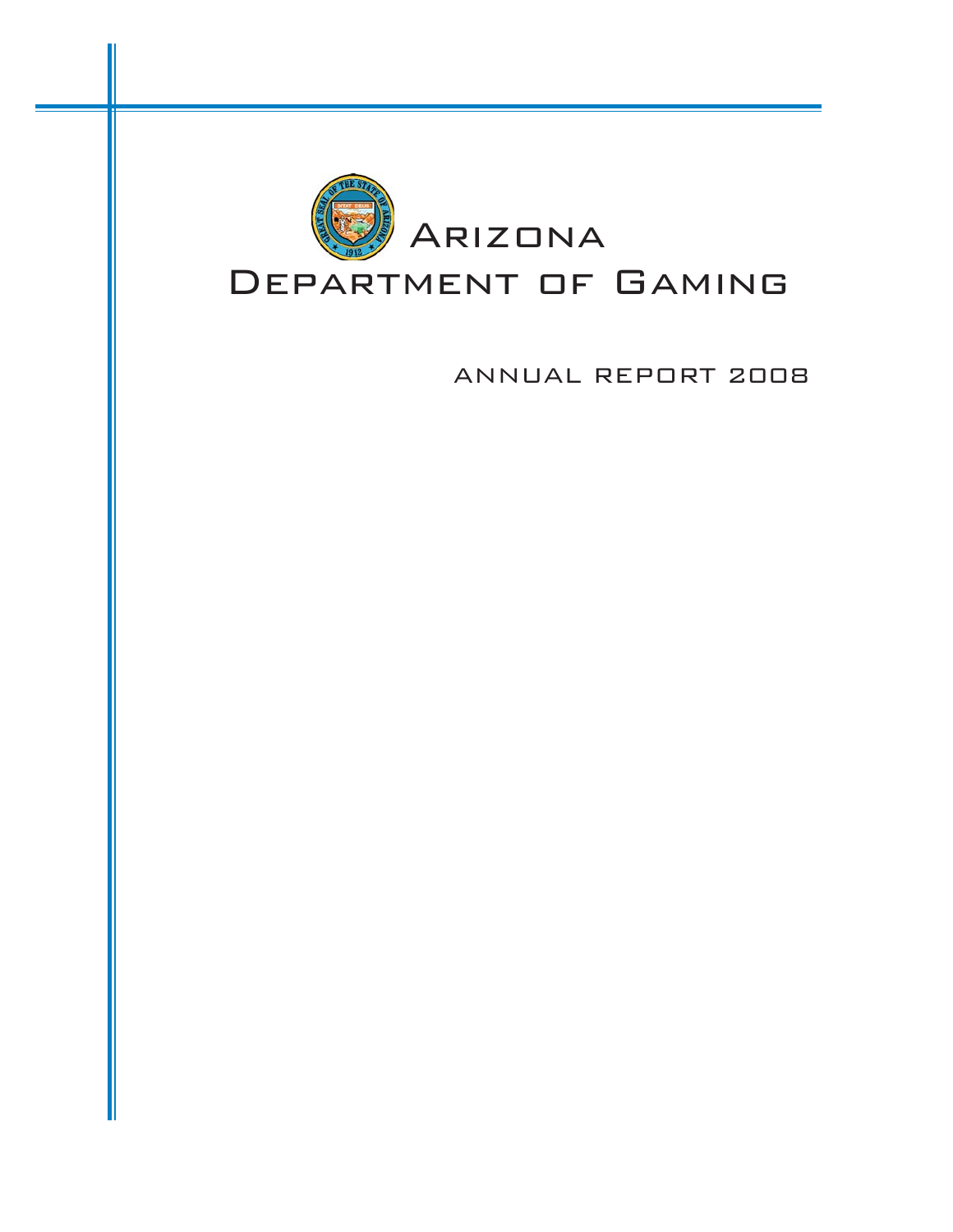# Arizona Department of Gaming

## ANNUAL REPORT 2008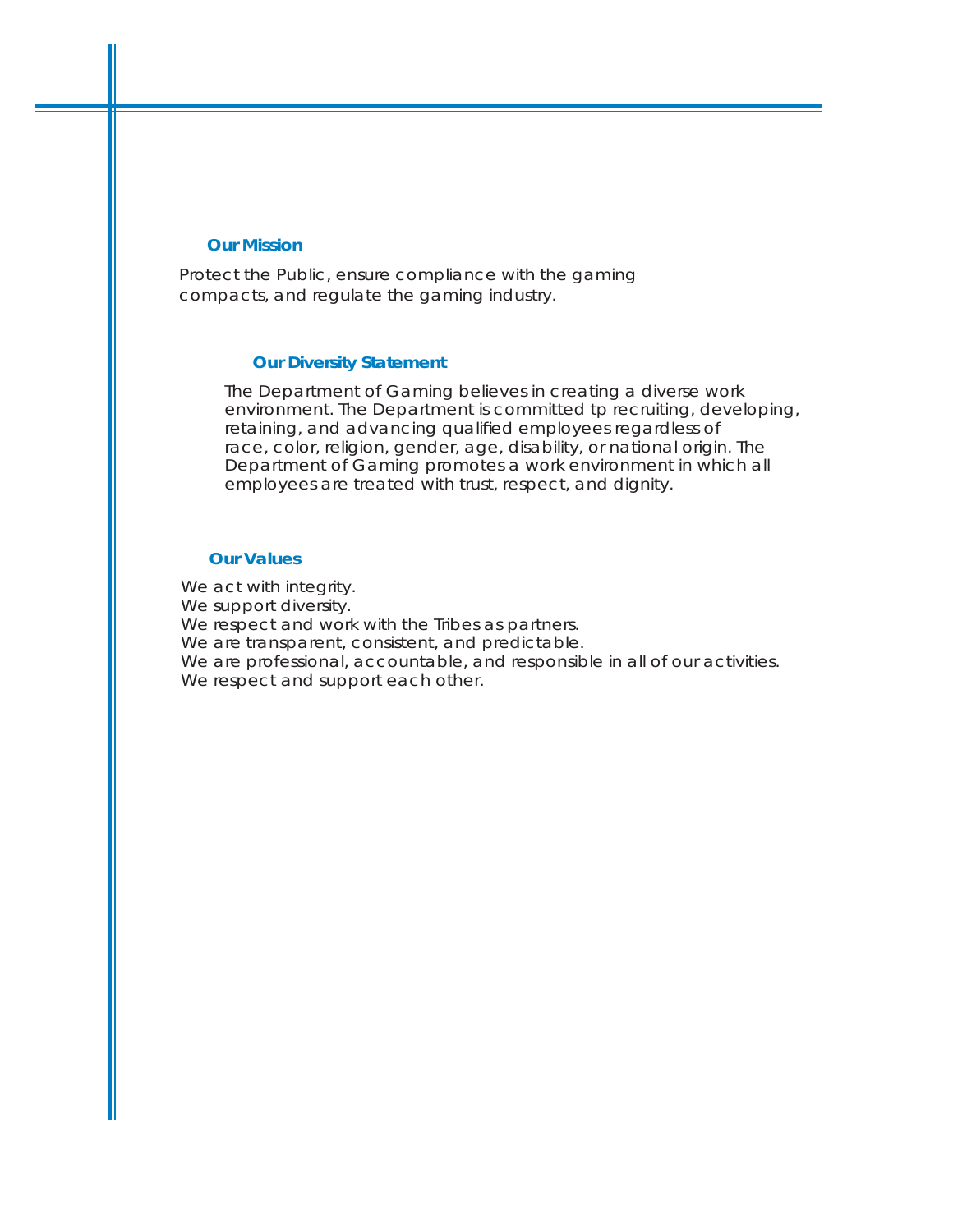## Our Mission

Protect the Public, ensure compliance with the gaming compacts, and regulate the gaming industry.

## Our Diversity Statement

The Department of Gaming believes in creating a diverse work environment. The Department is committed tp recruiting, developing, retaining, and advancing qualified employees regardless of race, color, religion, gender, age, disability, or national origin. The Department of Gaming promotes a work environment in which all employees are treated with trust, respect, and dignity.

## Our Values

We act with integrity.
We support diversity.
We respect and work with the Tribes as partners.
We are transparent, consistent, and predictable.
We are professional, accountable, and responsible in all of our activities.
We respect and support each other.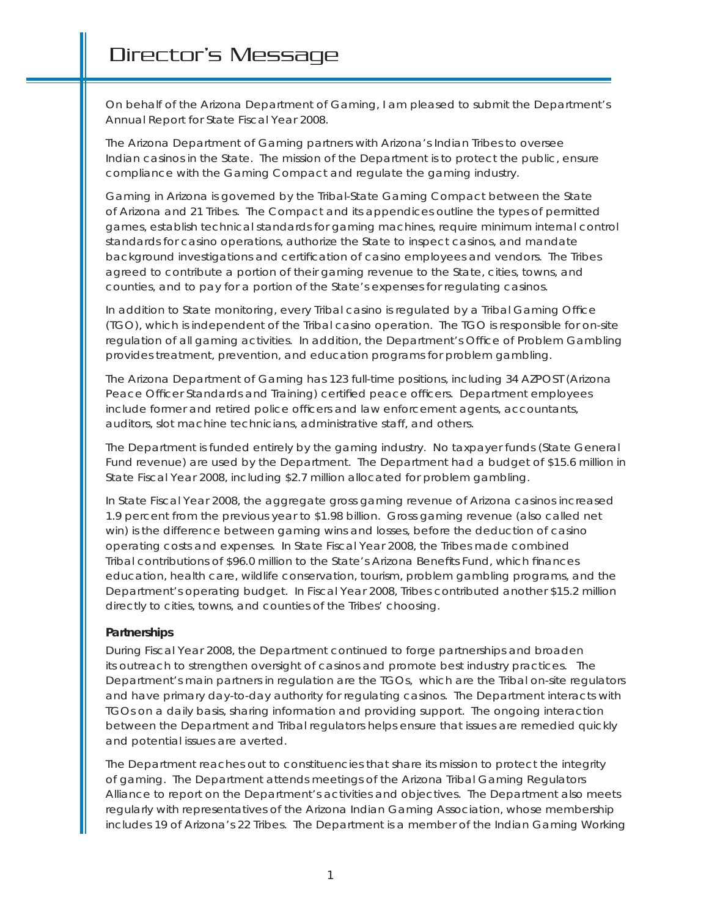# Director's Message

On behalf of the Arizona Department of Gaming, I am pleased to submit the Department's Annual Report for State Fiscal Year 2008.

The Arizona Department of Gaming partners with Arizona's Indian Tribes to oversee Indian casinos in the State. The mission of the Department is to protect the public, ensure compliance with the Gaming Compact and regulate the gaming industry.

Gaming in Arizona is governed by the Tribal-State Gaming Compact between the State of Arizona and 21 Tribes. The Compact and its appendices outline the types of permitted games, establish technical standards for gaming machines, require minimum internal control standards for casino operations, authorize the State to inspect casinos, and mandate background investigations and certification of casino employees and vendors. The Tribes agreed to contribute a portion of their gaming revenue to the State, cities, towns, and counties, and to pay for a portion of the State's expenses for regulating casinos.

In addition to State monitoring, every Tribal casino is regulated by a Tribal Gaming Office (TGO), which is independent of the Tribal casino operation. The TGO is responsible for on-site regulation of all gaming activities. In addition, the Department's Office of Problem Gambling provides treatment, prevention, and education programs for problem gambling.

The Arizona Department of Gaming has 123 full-time positions, including 34 AZPOST (Arizona Peace Officer Standards and Training) certified peace officers. Department employees include former and retired police officers and law enforcement agents, accountants, auditors, slot machine technicians, administrative staff, and others.

The Department is funded entirely by the gaming industry. No taxpayer funds (State General Fund revenue) are used by the Department. The Department had a budget of $15.6 million in State Fiscal Year 2008, including $2.7 million allocated for problem gambling.

In State Fiscal Year 2008, the aggregate gross gaming revenue of Arizona casinos increased 1.9 percent from the previous year to $1.98 billion. Gross gaming revenue (also called net win) is the difference between gaming wins and losses, before the deduction of casino operating costs and expenses. In State Fiscal Year 2008, the Tribes made combined Tribal contributions of $96.0 million to the State's Arizona Benefits Fund, which finances education, health care, wildlife conservation, tourism, problem gambling programs, and the Department's operating budget. In Fiscal Year 2008, Tribes contributed another $15.2 million directly to cities, towns, and counties of the Tribes' choosing.

**Partnerships**

During Fiscal Year 2008, the Department continued to forge partnerships and broaden its outreach to strengthen oversight of casinos and promote best industry practices. The Department's main partners in regulation are the TGOs, which are the Tribal on-site regulators and have primary day-to-day authority for regulating casinos. The Department interacts with TGOs on a daily basis, sharing information and providing support. The ongoing interaction between the Department and Tribal regulators helps ensure that issues are remedied quickly and potential issues are averted.

The Department reaches out to constituencies that share its mission to protect the integrity of gaming. The Department attends meetings of the Arizona Tribal Gaming Regulators Alliance to report on the Department's activities and objectives. The Department also meets regularly with representatives of the Arizona Indian Gaming Association, whose membership includes 19 of Arizona's 22 Tribes. The Department is a member of the Indian Gaming Working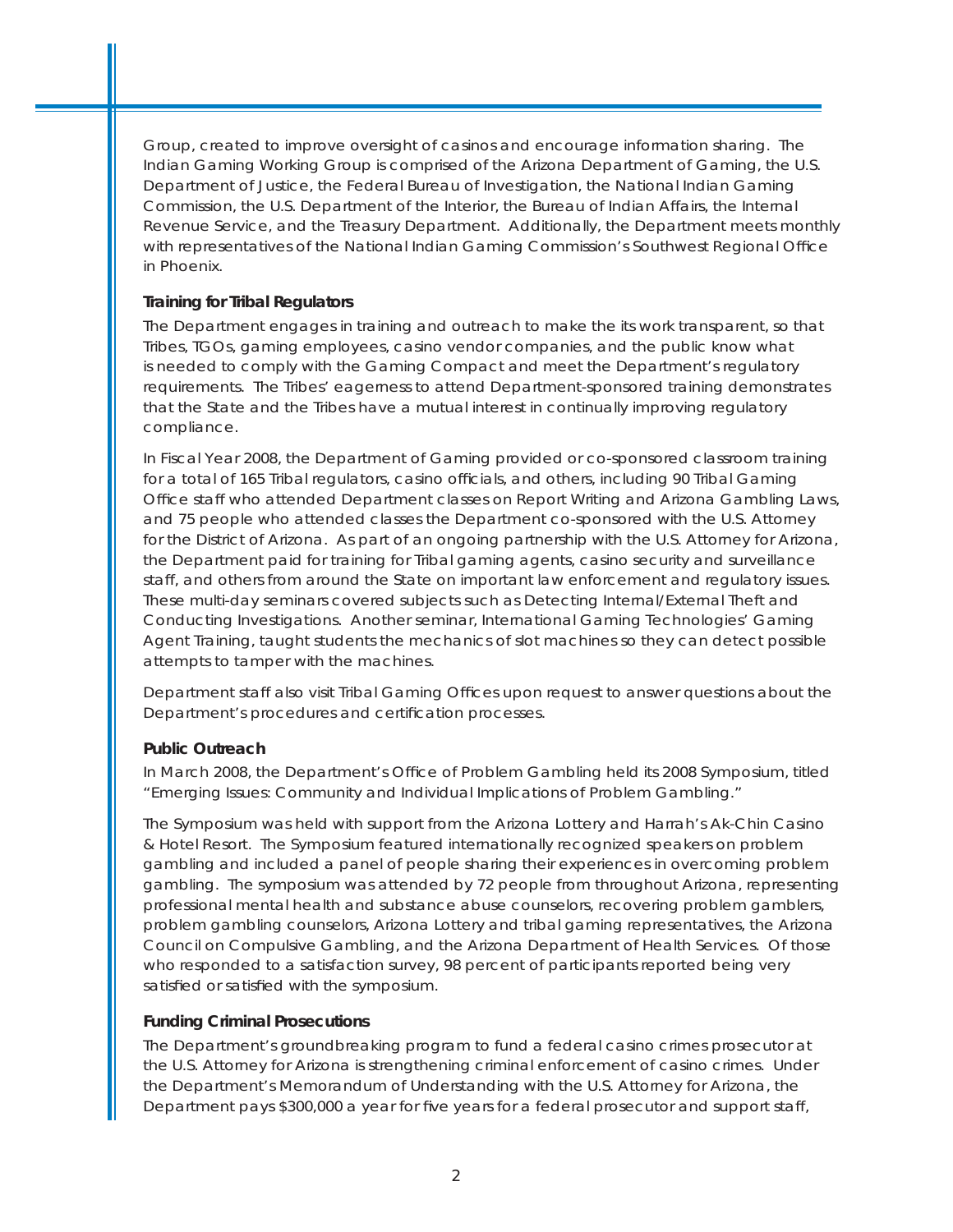Group, created to improve oversight of casinos and encourage information sharing. The Indian Gaming Working Group is comprised of the Arizona Department of Gaming, the U.S. Department of Justice, the Federal Bureau of Investigation, the National Indian Gaming Commission, the U.S. Department of the Interior, the Bureau of Indian Affairs, the Internal Revenue Service, and the Treasury Department. Additionally, the Department meets monthly with representatives of the National Indian Gaming Commission's Southwest Regional Office in Phoenix.

### Training for Tribal Regulators

The Department engages in training and outreach to make the its work transparent, so that Tribes, TGOs, gaming employees, casino vendor companies, and the public know what is needed to comply with the Gaming Compact and meet the Department's regulatory requirements. The Tribes' eagerness to attend Department-sponsored training demonstrates that the State and the Tribes have a mutual interest in continually improving regulatory compliance.

In Fiscal Year 2008, the Department of Gaming provided or co-sponsored classroom training for a total of 165 Tribal regulators, casino officials, and others, including 90 Tribal Gaming Office staff who attended Department classes on Report Writing and Arizona Gambling Laws, and 75 people who attended classes the Department co-sponsored with the U.S. Attorney for the District of Arizona. As part of an ongoing partnership with the U.S. Attorney for Arizona, the Department paid for training for Tribal gaming agents, casino security and surveillance staff, and others from around the State on important law enforcement and regulatory issues. These multi-day seminars covered subjects such as Detecting Internal/External Theft and Conducting Investigations. Another seminar, International Gaming Technologies' Gaming Agent Training, taught students the mechanics of slot machines so they can detect possible attempts to tamper with the machines.

Department staff also visit Tribal Gaming Offices upon request to answer questions about the Department's procedures and certification processes.

### Public Outreach

In March 2008, the Department's Office of Problem Gambling held its 2008 Symposium, titled "Emerging Issues: Community and Individual Implications of Problem Gambling."

The Symposium was held with support from the Arizona Lottery and Harrah's Ak-Chin Casino & Hotel Resort. The Symposium featured internationally recognized speakers on problem gambling and included a panel of people sharing their experiences in overcoming problem gambling. The symposium was attended by 72 people from throughout Arizona, representing professional mental health and substance abuse counselors, recovering problem gamblers, problem gambling counselors, Arizona Lottery and tribal gaming representatives, the Arizona Council on Compulsive Gambling, and the Arizona Department of Health Services. Of those who responded to a satisfaction survey, 98 percent of participants reported being very satisfied or satisfied with the symposium.

### Funding Criminal Prosecutions

The Department's groundbreaking program to fund a federal casino crimes prosecutor at the U.S. Attorney for Arizona is strengthening criminal enforcement of casino crimes. Under the Department's Memorandum of Understanding with the U.S. Attorney for Arizona, the Department pays $300,000 a year for five years for a federal prosecutor and support staff,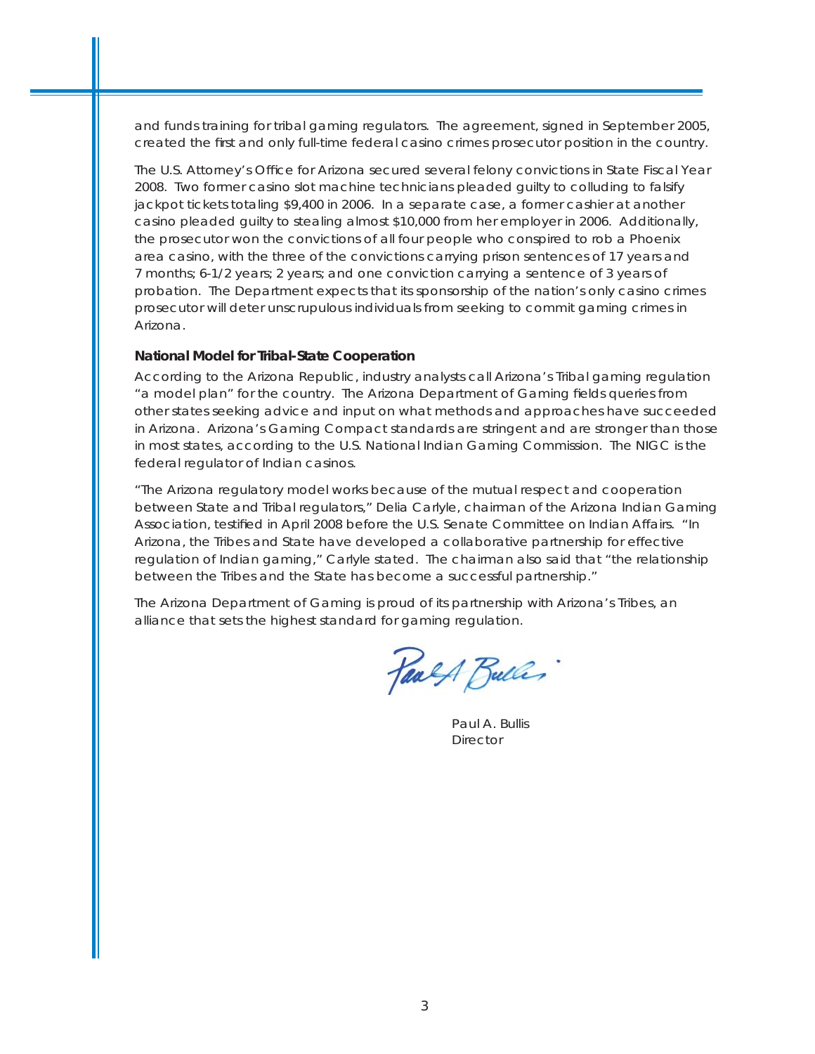and funds training for tribal gaming regulators. The agreement, signed in September 2005, created the first and only full-time federal casino crimes prosecutor position in the country.

The U.S. Attorney's Office for Arizona secured several felony convictions in State Fiscal Year 2008. Two former casino slot machine technicians pleaded guilty to colluding to falsify jackpot tickets totaling $9,400 in 2006. In a separate case, a former cashier at another casino pleaded guilty to stealing almost $10,000 from her employer in 2006. Additionally, the prosecutor won the convictions of all four people who conspired to rob a Phoenix area casino, with the three of the convictions carrying prison sentences of 17 years and 7 months; 6-1/2 years; 2 years; and one conviction carrying a sentence of 3 years of probation. The Department expects that its sponsorship of the nation's only casino crimes prosecutor will deter unscrupulous individuals from seeking to commit gaming crimes in Arizona.

### National Model for Tribal-State Cooperation

According to the Arizona Republic, industry analysts call Arizona's Tribal gaming regulation "a model plan" for the country. The Arizona Department of Gaming fields queries from other states seeking advice and input on what methods and approaches have succeeded in Arizona. Arizona's Gaming Compact standards are stringent and are stronger than those in most states, according to the U.S. National Indian Gaming Commission. The NIGC is the federal regulator of Indian casinos.

"The Arizona regulatory model works because of the mutual respect and cooperation between State and Tribal regulators," Delia Carlyle, chairman of the Arizona Indian Gaming Association, testified in April 2008 before the U.S. Senate Committee on Indian Affairs. "In Arizona, the Tribes and State have developed a collaborative partnership for effective regulation of Indian gaming," Carlyle stated. The chairman also said that "the relationship between the Tribes and the State has become a successful partnership."

The Arizona Department of Gaming is proud of its partnership with Arizona's Tribes, an alliance that sets the highest standard for gaming regulation.

Paul A. Bullis
Director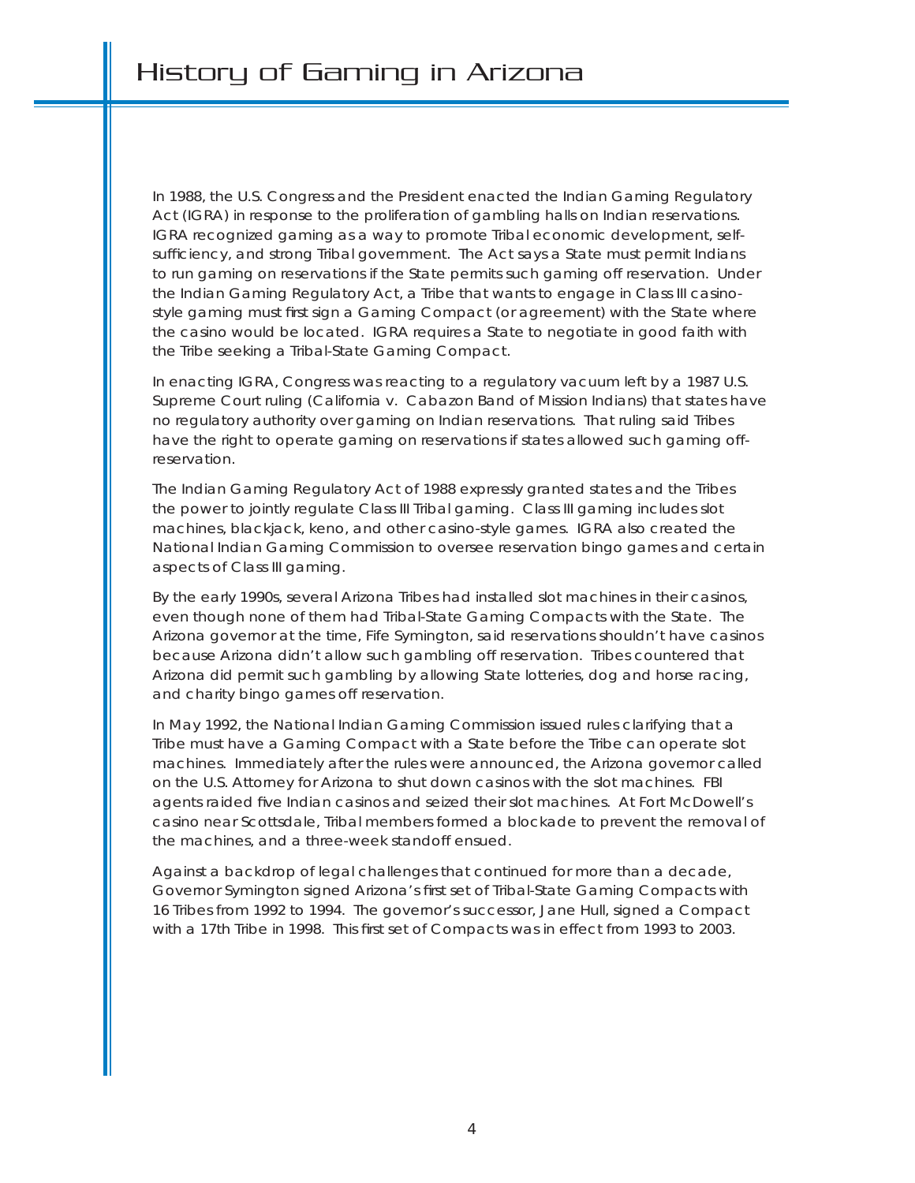# History of Gaming in Arizona

In 1988, the U.S. Congress and the President enacted the Indian Gaming Regulatory Act (IGRA) in response to the proliferation of gambling halls on Indian reservations. IGRA recognized gaming as a way to promote Tribal economic development, self-sufficiency, and strong Tribal government. The Act says a State must permit Indians to run gaming on reservations if the State permits such gaming off reservation. Under the Indian Gaming Regulatory Act, a Tribe that wants to engage in Class III casino-style gaming must first sign a Gaming Compact (or agreement) with the State where the casino would be located. IGRA requires a State to negotiate in good faith with the Tribe seeking a Tribal-State Gaming Compact.

In enacting IGRA, Congress was reacting to a regulatory vacuum left by a 1987 U.S. Supreme Court ruling (California v. Cabazon Band of Mission Indians) that states have no regulatory authority over gaming on Indian reservations. That ruling said Tribes have the right to operate gaming on reservations if states allowed such gaming off-reservation.

The Indian Gaming Regulatory Act of 1988 expressly granted states and the Tribes the power to jointly regulate Class III Tribal gaming. Class III gaming includes slot machines, blackjack, keno, and other casino-style games. IGRA also created the National Indian Gaming Commission to oversee reservation bingo games and certain aspects of Class III gaming.

By the early 1990s, several Arizona Tribes had installed slot machines in their casinos, even though none of them had Tribal-State Gaming Compacts with the State. The Arizona governor at the time, Fife Symington, said reservations shouldn't have casinos because Arizona didn't allow such gambling off reservation. Tribes countered that Arizona did permit such gambling by allowing State lotteries, dog and horse racing, and charity bingo games off reservation.

In May 1992, the National Indian Gaming Commission issued rules clarifying that a Tribe must have a Gaming Compact with a State before the Tribe can operate slot machines. Immediately after the rules were announced, the Arizona governor called on the U.S. Attorney for Arizona to shut down casinos with the slot machines. FBI agents raided five Indian casinos and seized their slot machines. At Fort McDowell's casino near Scottsdale, Tribal members formed a blockade to prevent the removal of the machines, and a three-week standoff ensued.

Against a backdrop of legal challenges that continued for more than a decade, Governor Symington signed Arizona's first set of Tribal-State Gaming Compacts with 16 Tribes from 1992 to 1994. The governor's successor, Jane Hull, signed a Compact with a 17th Tribe in 1998. This first set of Compacts was in effect from 1993 to 2003.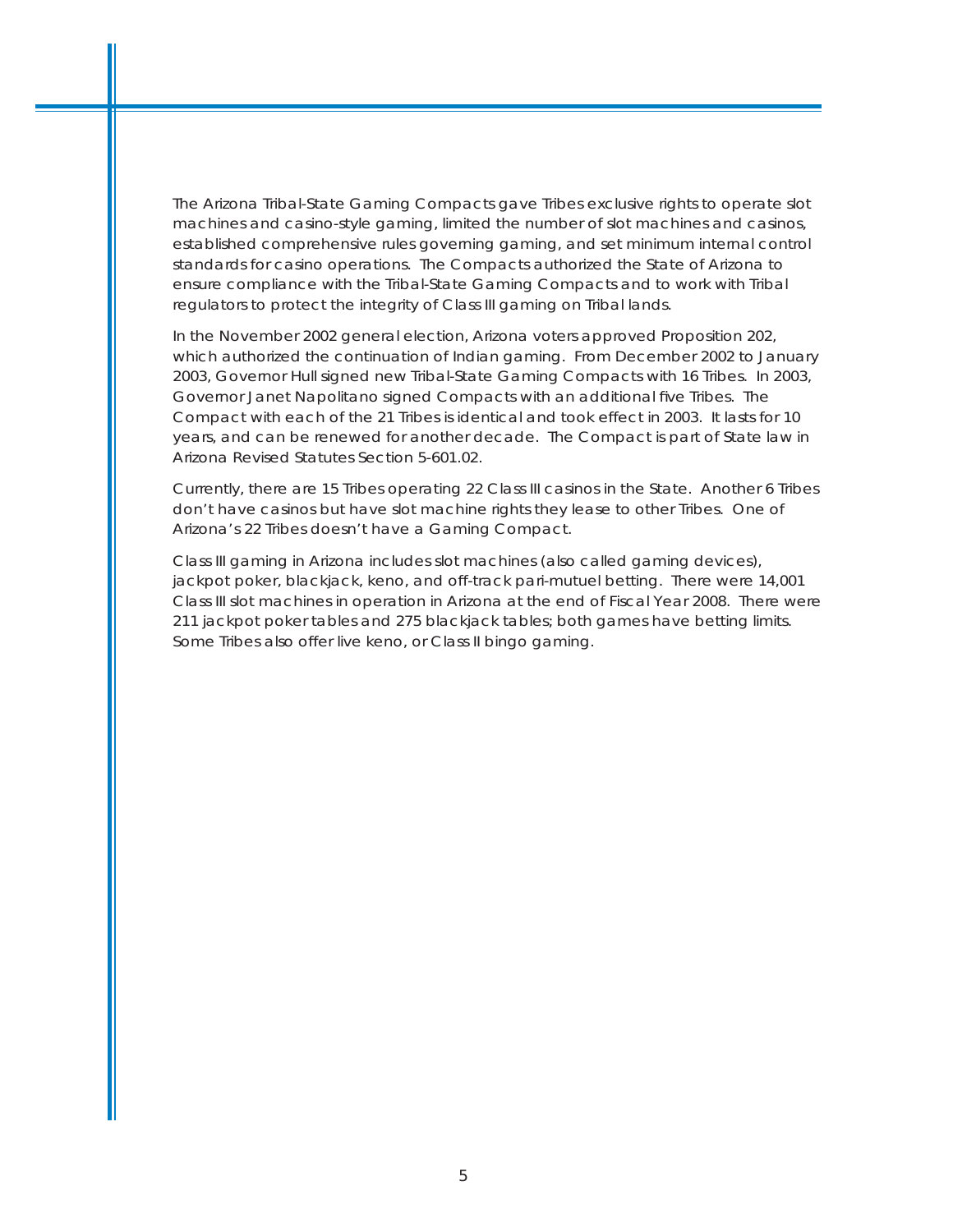The Arizona Tribal-State Gaming Compacts gave Tribes exclusive rights to operate slot machines and casino-style gaming, limited the number of slot machines and casinos, established comprehensive rules governing gaming, and set minimum internal control standards for casino operations. The Compacts authorized the State of Arizona to ensure compliance with the Tribal-State Gaming Compacts and to work with Tribal regulators to protect the integrity of Class III gaming on Tribal lands.

In the November 2002 general election, Arizona voters approved Proposition 202, which authorized the continuation of Indian gaming. From December 2002 to January 2003, Governor Hull signed new Tribal-State Gaming Compacts with 16 Tribes. In 2003, Governor Janet Napolitano signed Compacts with an additional five Tribes. The Compact with each of the 21 Tribes is identical and took effect in 2003. It lasts for 10 years, and can be renewed for another decade. The Compact is part of State law in Arizona Revised Statutes Section 5-601.02.

Currently, there are 15 Tribes operating 22 Class III casinos in the State. Another 6 Tribes don't have casinos but have slot machine rights they lease to other Tribes. One of Arizona's 22 Tribes doesn't have a Gaming Compact.

Class III gaming in Arizona includes slot machines (also called gaming devices), jackpot poker, blackjack, keno, and off-track pari-mutuel betting. There were 14,001 Class III slot machines in operation in Arizona at the end of Fiscal Year 2008. There were 211 jackpot poker tables and 275 blackjack tables; both games have betting limits. Some Tribes also offer live keno, or Class II bingo gaming.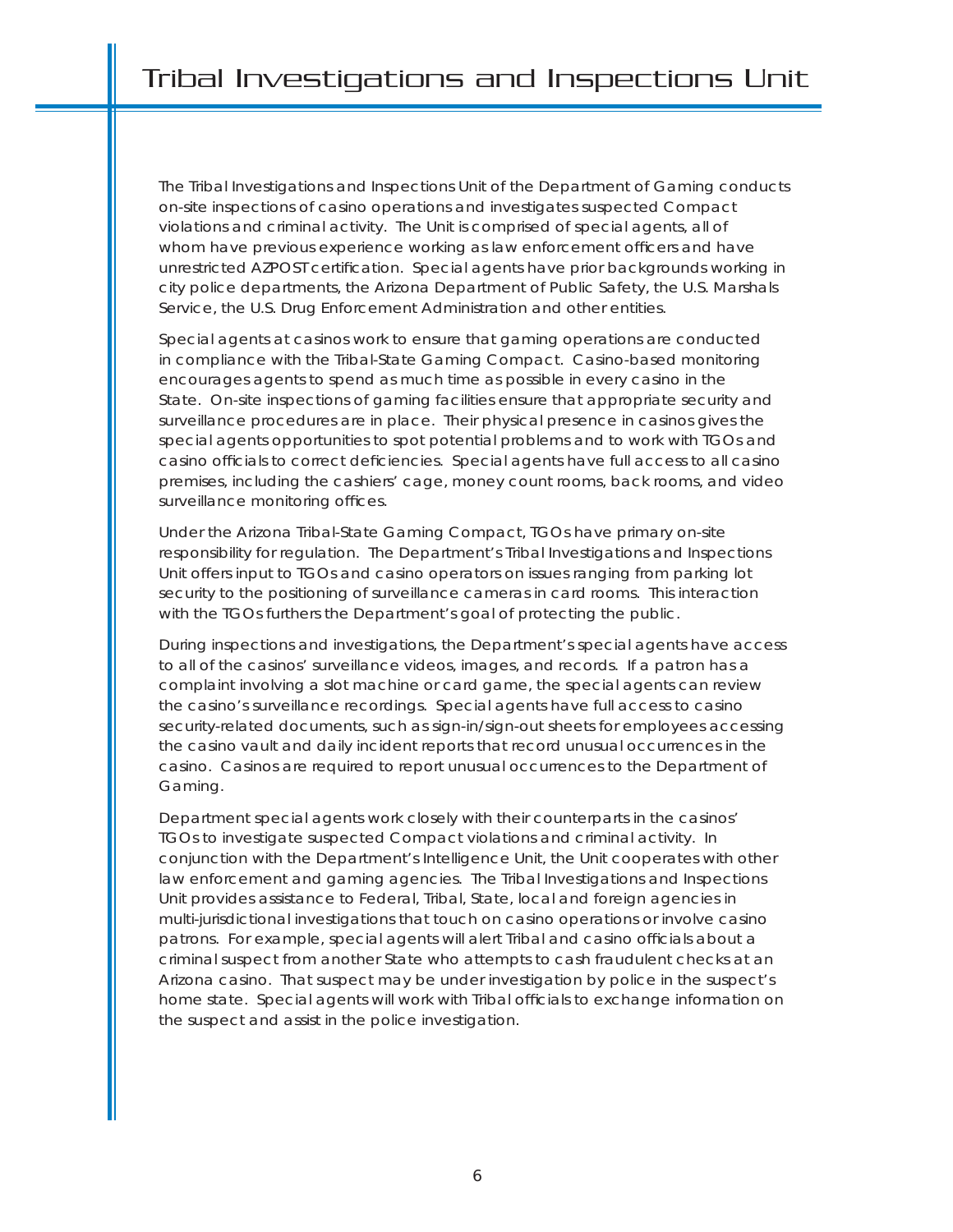# Tribal Investigations and Inspections Unit

The Tribal Investigations and Inspections Unit of the Department of Gaming conducts on-site inspections of casino operations and investigates suspected Compact violations and criminal activity. The Unit is comprised of special agents, all of whom have previous experience working as law enforcement officers and have unrestricted AZPOST certification. Special agents have prior backgrounds working in city police departments, the Arizona Department of Public Safety, the U.S. Marshals Service, the U.S. Drug Enforcement Administration and other entities.

Special agents at casinos work to ensure that gaming operations are conducted in compliance with the Tribal-State Gaming Compact. Casino-based monitoring encourages agents to spend as much time as possible in every casino in the State. On-site inspections of gaming facilities ensure that appropriate security and surveillance procedures are in place. Their physical presence in casinos gives the special agents opportunities to spot potential problems and to work with TGOs and casino officials to correct deficiencies. Special agents have full access to all casino premises, including the cashiers' cage, money count rooms, back rooms, and video surveillance monitoring offices.

Under the Arizona Tribal-State Gaming Compact, TGOs have primary on-site responsibility for regulation. The Department's Tribal Investigations and Inspections Unit offers input to TGOs and casino operators on issues ranging from parking lot security to the positioning of surveillance cameras in card rooms. This interaction with the TGOs furthers the Department's goal of protecting the public.

During inspections and investigations, the Department's special agents have access to all of the casinos' surveillance videos, images, and records. If a patron has a complaint involving a slot machine or card game, the special agents can review the casino's surveillance recordings. Special agents have full access to casino security-related documents, such as sign-in/sign-out sheets for employees accessing the casino vault and daily incident reports that record unusual occurrences in the casino. Casinos are required to report unusual occurrences to the Department of Gaming.

Department special agents work closely with their counterparts in the casinos' TGOs to investigate suspected Compact violations and criminal activity. In conjunction with the Department's Intelligence Unit, the Unit cooperates with other law enforcement and gaming agencies. The Tribal Investigations and Inspections Unit provides assistance to Federal, Tribal, State, local and foreign agencies in multi-jurisdictional investigations that touch on casino operations or involve casino patrons. For example, special agents will alert Tribal and casino officials about a criminal suspect from another State who attempts to cash fraudulent checks at an Arizona casino. That suspect may be under investigation by police in the suspect's home state. Special agents will work with Tribal officials to exchange information on the suspect and assist in the police investigation.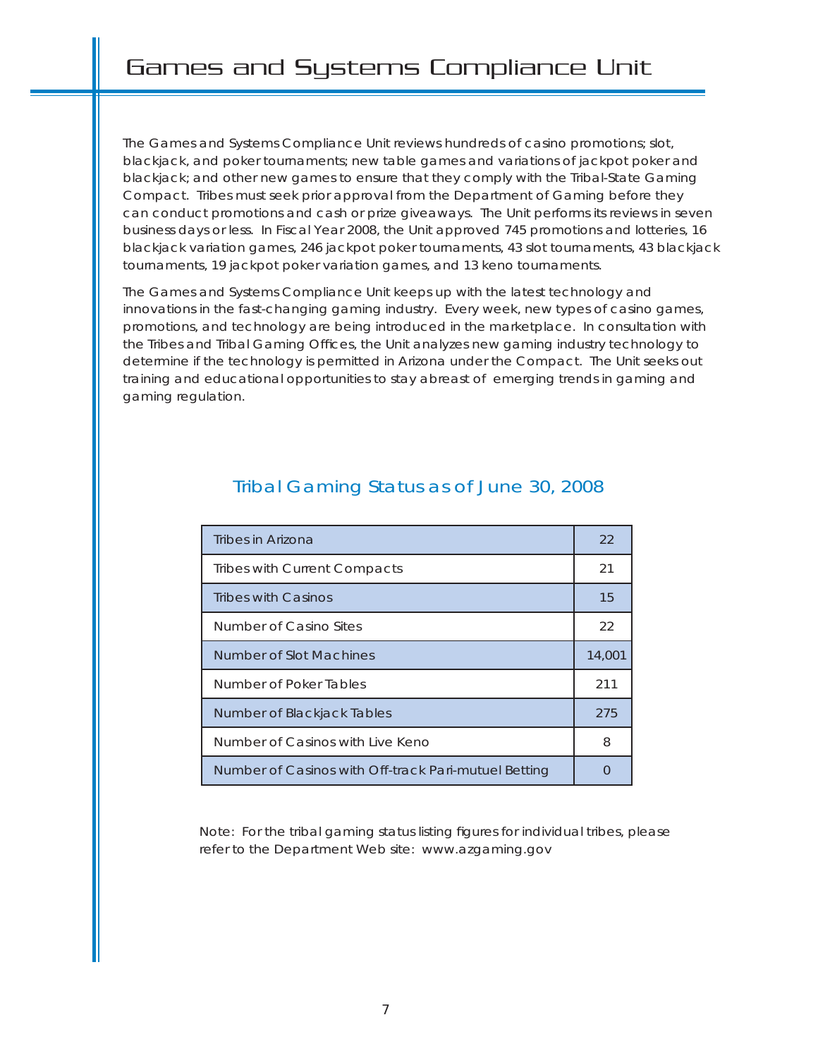# Games and Systems Compliance Unit

The Games and Systems Compliance Unit reviews hundreds of casino promotions; slot, blackjack, and poker tournaments; new table games and variations of jackpot poker and blackjack; and other new games to ensure that they comply with the Tribal-State Gaming Compact. Tribes must seek prior approval from the Department of Gaming before they can conduct promotions and cash or prize giveaways. The Unit performs its reviews in seven business days or less. In Fiscal Year 2008, the Unit approved 745 promotions and lotteries, 16 blackjack variation games, 246 jackpot poker tournaments, 43 slot tournaments, 43 blackjack tournaments, 19 jackpot poker variation games, and 13 keno tournaments.

The Games and Systems Compliance Unit keeps up with the latest technology and innovations in the fast-changing gaming industry. Every week, new types of casino games, promotions, and technology are being introduced in the marketplace. In consultation with the Tribes and Tribal Gaming Offices, the Unit analyzes new gaming industry technology to determine if the technology is permitted in Arizona under the Compact. The Unit seeks out training and educational opportunities to stay abreast of emerging trends in gaming and gaming regulation.

## Tribal Gaming Status as of June 30, 2008

| | |
|---|---|
| Tribes in Arizona | 22 |
| Tribes with Current Compacts | 21 |
| Tribes with Casinos | 15 |
| Number of Casino Sites | 22 |
| Number of Slot Machines | 14,001 |
| Number of Poker Tables | 211 |
| Number of Blackjack Tables | 275 |
| Number of Casinos with Live Keno | 8 |
| Number of Casinos with Off-track Pari-mutuel Betting | 0 |

Note: For the tribal gaming status listing figures for individual tribes, please refer to the Department Web site: www.azgaming.gov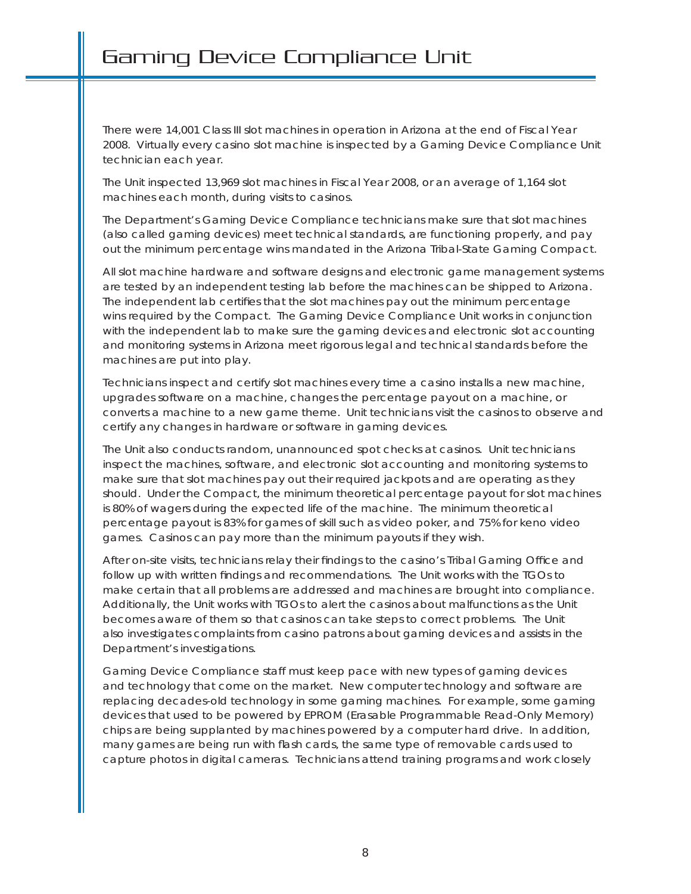# Gaming Device Compliance Unit

There were 14,001 Class III slot machines in operation in Arizona at the end of Fiscal Year 2008. Virtually every casino slot machine is inspected by a Gaming Device Compliance Unit technician each year.

The Unit inspected 13,969 slot machines in Fiscal Year 2008, or an average of 1,164 slot machines each month, during visits to casinos.

The Department's Gaming Device Compliance technicians make sure that slot machines (also called gaming devices) meet technical standards, are functioning properly, and pay out the minimum percentage wins mandated in the Arizona Tribal-State Gaming Compact.

All slot machine hardware and software designs and electronic game management systems are tested by an independent testing lab before the machines can be shipped to Arizona. The independent lab certifies that the slot machines pay out the minimum percentage wins required by the Compact. The Gaming Device Compliance Unit works in conjunction with the independent lab to make sure the gaming devices and electronic slot accounting and monitoring systems in Arizona meet rigorous legal and technical standards before the machines are put into play.

Technicians inspect and certify slot machines every time a casino installs a new machine, upgrades software on a machine, changes the percentage payout on a machine, or converts a machine to a new game theme. Unit technicians visit the casinos to observe and certify any changes in hardware or software in gaming devices.

The Unit also conducts random, unannounced spot checks at casinos. Unit technicians inspect the machines, software, and electronic slot accounting and monitoring systems to make sure that slot machines pay out their required jackpots and are operating as they should. Under the Compact, the minimum theoretical percentage payout for slot machines is 80% of wagers during the expected life of the machine. The minimum theoretical percentage payout is 83% for games of skill such as video poker, and 75% for keno video games. Casinos can pay more than the minimum payouts if they wish.

After on-site visits, technicians relay their findings to the casino's Tribal Gaming Office and follow up with written findings and recommendations. The Unit works with the TGOs to make certain that all problems are addressed and machines are brought into compliance. Additionally, the Unit works with TGOs to alert the casinos about malfunctions as the Unit becomes aware of them so that casinos can take steps to correct problems. The Unit also investigates complaints from casino patrons about gaming devices and assists in the Department's investigations.

Gaming Device Compliance staff must keep pace with new types of gaming devices and technology that come on the market. New computer technology and software are replacing decades-old technology in some gaming machines. For example, some gaming devices that used to be powered by EPROM (Erasable Programmable Read-Only Memory) chips are being supplanted by machines powered by a computer hard drive. In addition, many games are being run with flash cards, the same type of removable cards used to capture photos in digital cameras. Technicians attend training programs and work closely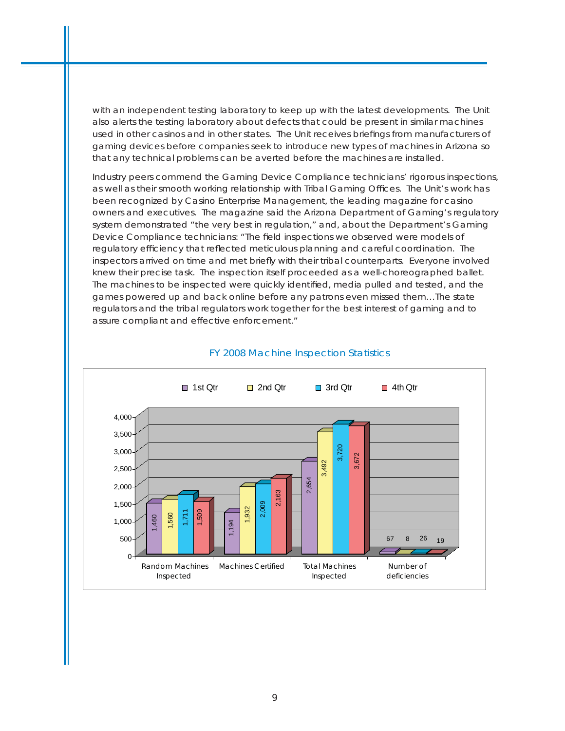with an independent testing laboratory to keep up with the latest developments. The Unit also alerts the testing laboratory about defects that could be present in similar machines used in other casinos and in other states. The Unit receives briefings from manufacturers of gaming devices before companies seek to introduce new types of machines in Arizona so that any technical problems can be averted before the machines are installed.

Industry peers commend the Gaming Device Compliance technicians' rigorous inspections, as well as their smooth working relationship with Tribal Gaming Offices. The Unit's work has been recognized by Casino Enterprise Management, the leading magazine for casino owners and executives. The magazine said the Arizona Department of Gaming's regulatory system demonstrated "the very best in regulation," and, about the Department's Gaming Device Compliance technicians: "The field inspections we observed were models of regulatory efficiency that reflected meticulous planning and careful coordination. The inspectors arrived on time and met briefly with their tribal counterparts. Everyone involved knew their precise task. The inspection itself proceeded as a well-choreographed ballet. The machines to be inspected were quickly identified, media pulled and tested, and the games powered up and back online before any patrons even missed them…The state regulators and the tribal regulators work together for the best interest of gaming and to assure compliant and effective enforcement."

FY 2008 Machine Inspection Statistics

| | 1st Qtr | 2nd Qtr | 3rd Qtr | 4th Qtr |
|---|---|---|---|---|
| Random Machines Inspected | 1,460 | 1,560 | 1,711 | 1,509 |
| Machines Certified | 1,194 | 1,932 | 2,009 | 2,163 |
| Total Machines Inspected | 2,654 | 3,492 | 3,720 | 3,672 |
| Number of deficiencies | 67 | 8 | 26 | 19 |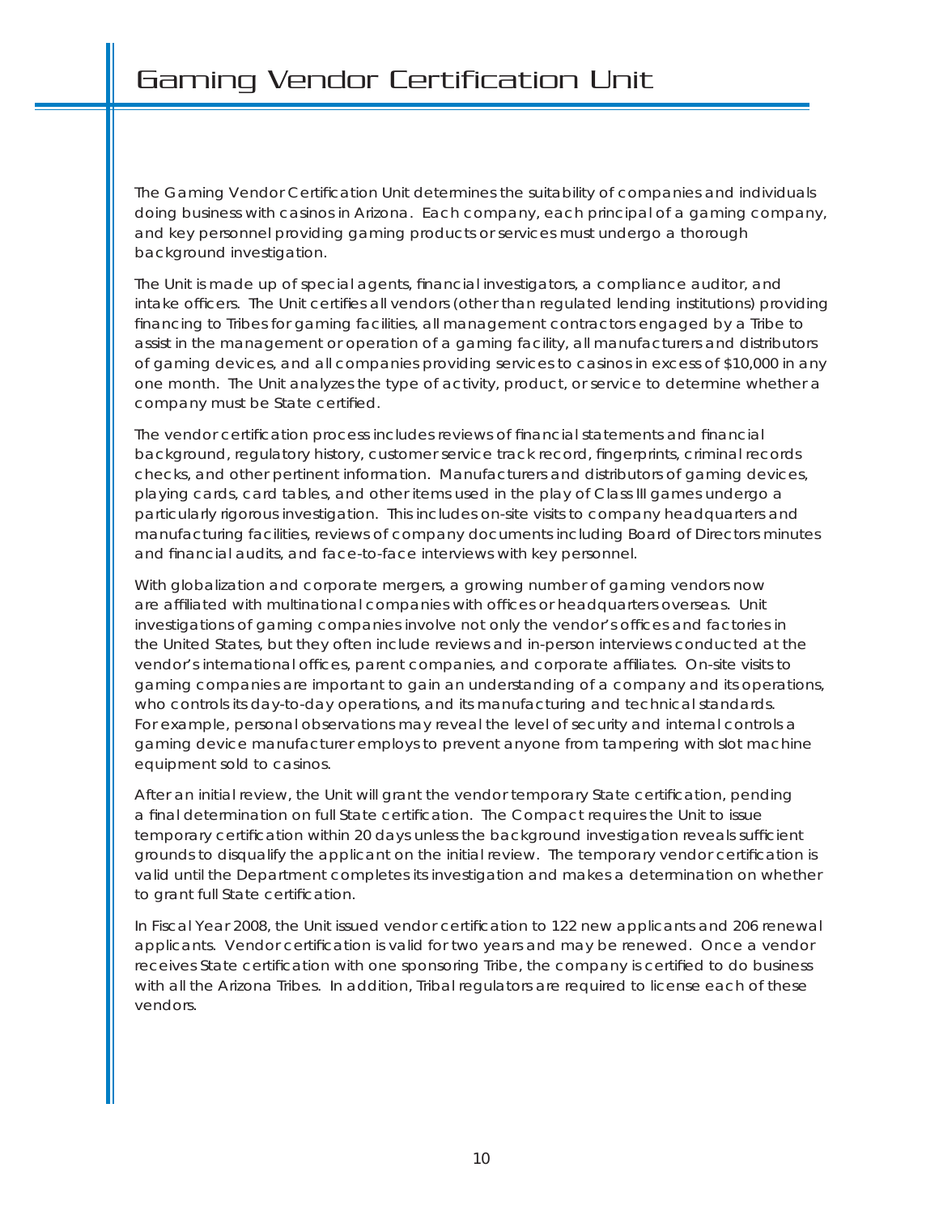# Gaming Vendor Certification Unit

The Gaming Vendor Certification Unit determines the suitability of companies and individuals doing business with casinos in Arizona. Each company, each principal of a gaming company, and key personnel providing gaming products or services must undergo a thorough background investigation.

The Unit is made up of special agents, financial investigators, a compliance auditor, and intake officers. The Unit certifies all vendors (other than regulated lending institutions) providing financing to Tribes for gaming facilities, all management contractors engaged by a Tribe to assist in the management or operation of a gaming facility, all manufacturers and distributors of gaming devices, and all companies providing services to casinos in excess of $10,000 in any one month. The Unit analyzes the type of activity, product, or service to determine whether a company must be State certified.

The vendor certification process includes reviews of financial statements and financial background, regulatory history, customer service track record, fingerprints, criminal records checks, and other pertinent information. Manufacturers and distributors of gaming devices, playing cards, card tables, and other items used in the play of Class III games undergo a particularly rigorous investigation. This includes on-site visits to company headquarters and manufacturing facilities, reviews of company documents including Board of Directors minutes and financial audits, and face-to-face interviews with key personnel.

With globalization and corporate mergers, a growing number of gaming vendors now are affiliated with multinational companies with offices or headquarters overseas. Unit investigations of gaming companies involve not only the vendor's offices and factories in the United States, but they often include reviews and in-person interviews conducted at the vendor's international offices, parent companies, and corporate affiliates. On-site visits to gaming companies are important to gain an understanding of a company and its operations, who controls its day-to-day operations, and its manufacturing and technical standards. For example, personal observations may reveal the level of security and internal controls a gaming device manufacturer employs to prevent anyone from tampering with slot machine equipment sold to casinos.

After an initial review, the Unit will grant the vendor temporary State certification, pending a final determination on full State certification. The Compact requires the Unit to issue temporary certification within 20 days unless the background investigation reveals sufficient grounds to disqualify the applicant on the initial review. The temporary vendor certification is valid until the Department completes its investigation and makes a determination on whether to grant full State certification.

In Fiscal Year 2008, the Unit issued vendor certification to 122 new applicants and 206 renewal applicants. Vendor certification is valid for two years and may be renewed. Once a vendor receives State certification with one sponsoring Tribe, the company is certified to do business with all the Arizona Tribes. In addition, Tribal regulators are required to license each of these vendors.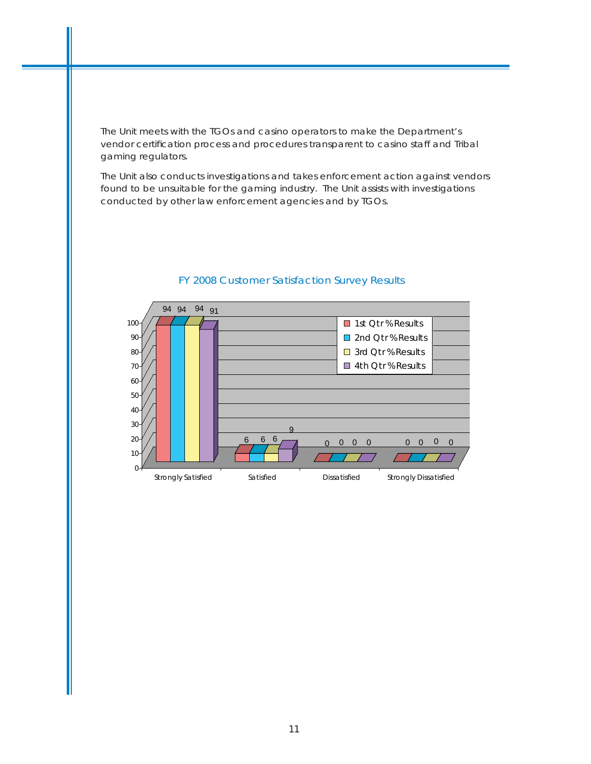The Unit meets with the TGOs and casino operators to make the Department's vendor certification process and procedures transparent to casino staff and Tribal gaming regulators.

The Unit also conducts investigations and takes enforcement action against vendors found to be unsuitable for the gaming industry. The Unit assists with investigations conducted by other law enforcement agencies and by TGOs.

FY 2008 Customer Satisfaction Survey Results

| | Strongly Satisfied | Satisfied | Dissatisfied | Strongly Dissatisfied |
|---|---|---|---|---|
| 1st Qtr % Results | 94 | 6 | 0 | 0 |
| 2nd Qtr % Results | 94 | 6 | 0 | 0 |
| 3rd Qtr % Results | 94 | 6 | 0 | 0 |
| 4th Qtr % Results | 91 | 9 | 0 | 0 |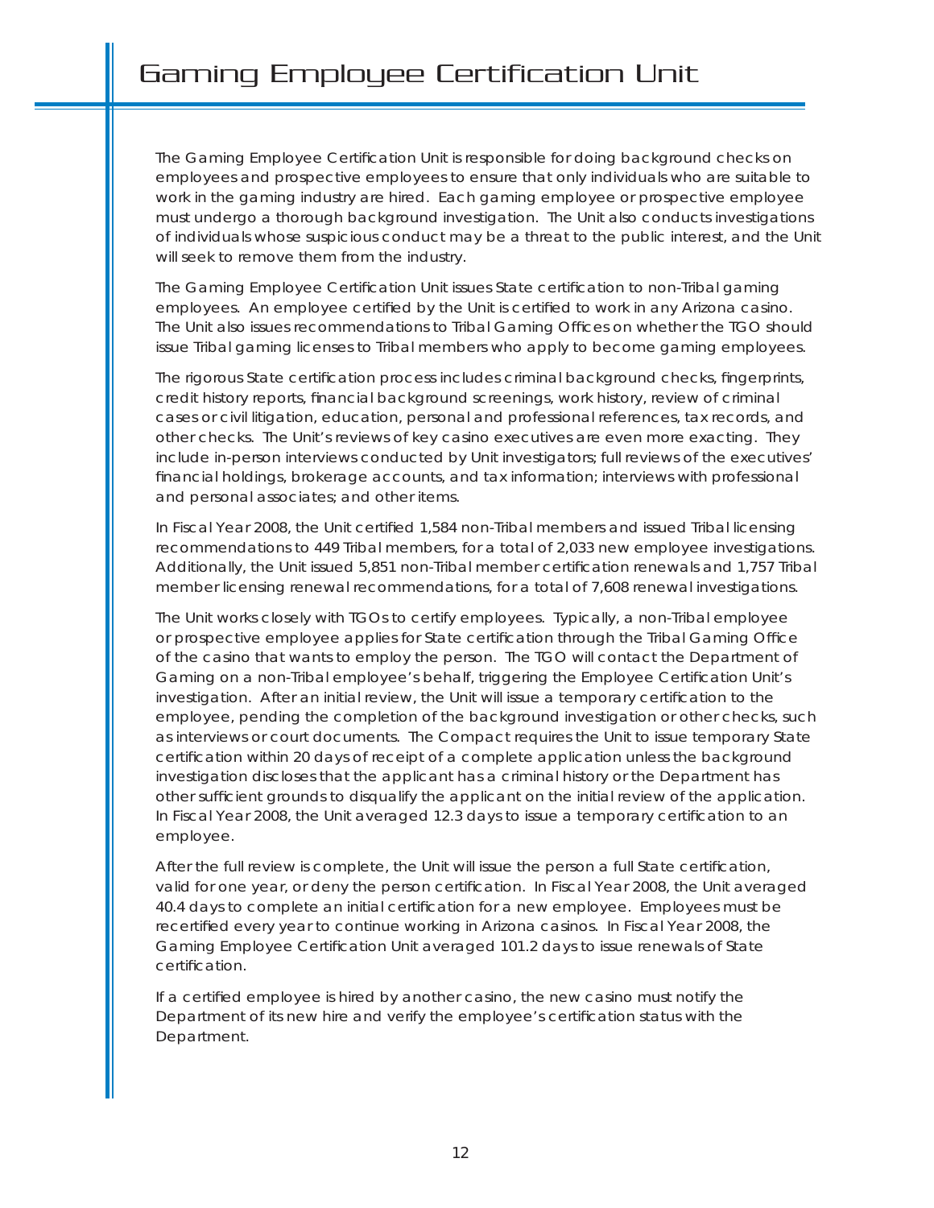# Gaming Employee Certification Unit

The Gaming Employee Certification Unit is responsible for doing background checks on employees and prospective employees to ensure that only individuals who are suitable to work in the gaming industry are hired. Each gaming employee or prospective employee must undergo a thorough background investigation. The Unit also conducts investigations of individuals whose suspicious conduct may be a threat to the public interest, and the Unit will seek to remove them from the industry.

The Gaming Employee Certification Unit issues State certification to non-Tribal gaming employees. An employee certified by the Unit is certified to work in any Arizona casino. The Unit also issues recommendations to Tribal Gaming Offices on whether the TGO should issue Tribal gaming licenses to Tribal members who apply to become gaming employees.

The rigorous State certification process includes criminal background checks, fingerprints, credit history reports, financial background screenings, work history, review of criminal cases or civil litigation, education, personal and professional references, tax records, and other checks. The Unit's reviews of key casino executives are even more exacting. They include in-person interviews conducted by Unit investigators; full reviews of the executives' financial holdings, brokerage accounts, and tax information; interviews with professional and personal associates; and other items.

In Fiscal Year 2008, the Unit certified 1,584 non-Tribal members and issued Tribal licensing recommendations to 449 Tribal members, for a total of 2,033 new employee investigations. Additionally, the Unit issued 5,851 non-Tribal member certification renewals and 1,757 Tribal member licensing renewal recommendations, for a total of 7,608 renewal investigations.

The Unit works closely with TGOs to certify employees. Typically, a non-Tribal employee or prospective employee applies for State certification through the Tribal Gaming Office of the casino that wants to employ the person. The TGO will contact the Department of Gaming on a non-Tribal employee's behalf, triggering the Employee Certification Unit's investigation. After an initial review, the Unit will issue a temporary certification to the employee, pending the completion of the background investigation or other checks, such as interviews or court documents. The Compact requires the Unit to issue temporary State certification within 20 days of receipt of a complete application unless the background investigation discloses that the applicant has a criminal history or the Department has other sufficient grounds to disqualify the applicant on the initial review of the application. In Fiscal Year 2008, the Unit averaged 12.3 days to issue a temporary certification to an employee.

After the full review is complete, the Unit will issue the person a full State certification, valid for one year, or deny the person certification. In Fiscal Year 2008, the Unit averaged 40.4 days to complete an initial certification for a new employee. Employees must be recertified every year to continue working in Arizona casinos. In Fiscal Year 2008, the Gaming Employee Certification Unit averaged 101.2 days to issue renewals of State certification.

If a certified employee is hired by another casino, the new casino must notify the Department of its new hire and verify the employee's certification status with the Department.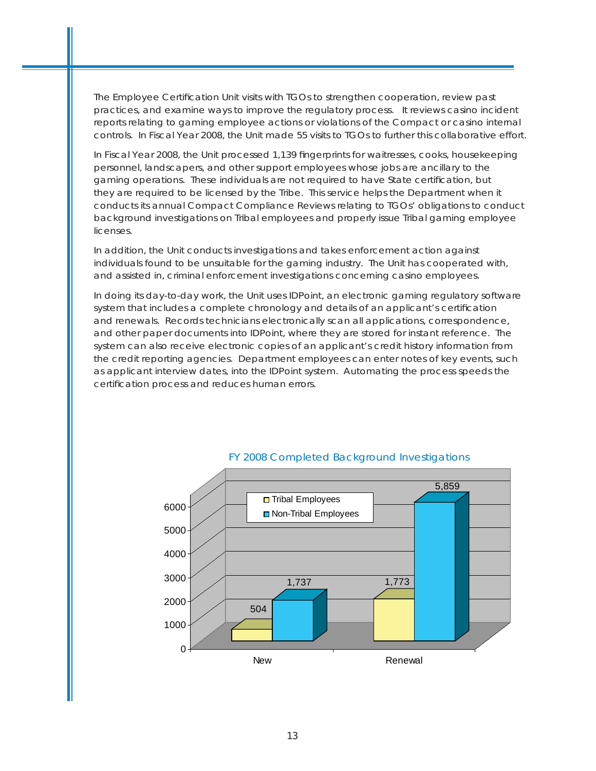The Employee Certification Unit visits with TGOs to strengthen cooperation, review past practices, and examine ways to improve the regulatory process. It reviews casino incident reports relating to gaming employee actions or violations of the Compact or casino internal controls. In Fiscal Year 2008, the Unit made 55 visits to TGOs to further this collaborative effort.

In Fiscal Year 2008, the Unit processed 1,139 fingerprints for waitresses, cooks, housekeeping personnel, landscapers, and other support employees whose jobs are ancillary to the gaming operations. These individuals are not required to have State certification, but they are required to be licensed by the Tribe. This service helps the Department when it conducts its annual Compact Compliance Reviews relating to TGOs' obligations to conduct background investigations on Tribal employees and properly issue Tribal gaming employee licenses.

In addition, the Unit conducts investigations and takes enforcement action against individuals found to be unsuitable for the gaming industry. The Unit has cooperated with, and assisted in, criminal enforcement investigations concerning casino employees.

In doing its day-to-day work, the Unit uses IDPoint, an electronic gaming regulatory software system that includes a complete chronology and details of an applicant's certification and renewals. Records technicians electronically scan all applications, correspondence, and other paper documents into IDPoint, where they are stored for instant reference. The system can also receive electronic copies of an applicant's credit history information from the credit reporting agencies. Department employees can enter notes of key events, such as applicant interview dates, into the IDPoint system. Automating the process speeds the certification process and reduces human errors.

**FY 2008 Completed Background Investigations**

| | Tribal Employees | Non-Tribal Employees |
|---|---|---|
| New | 504 | 1,737 |
| Renewal | 1,773 | 5,859 |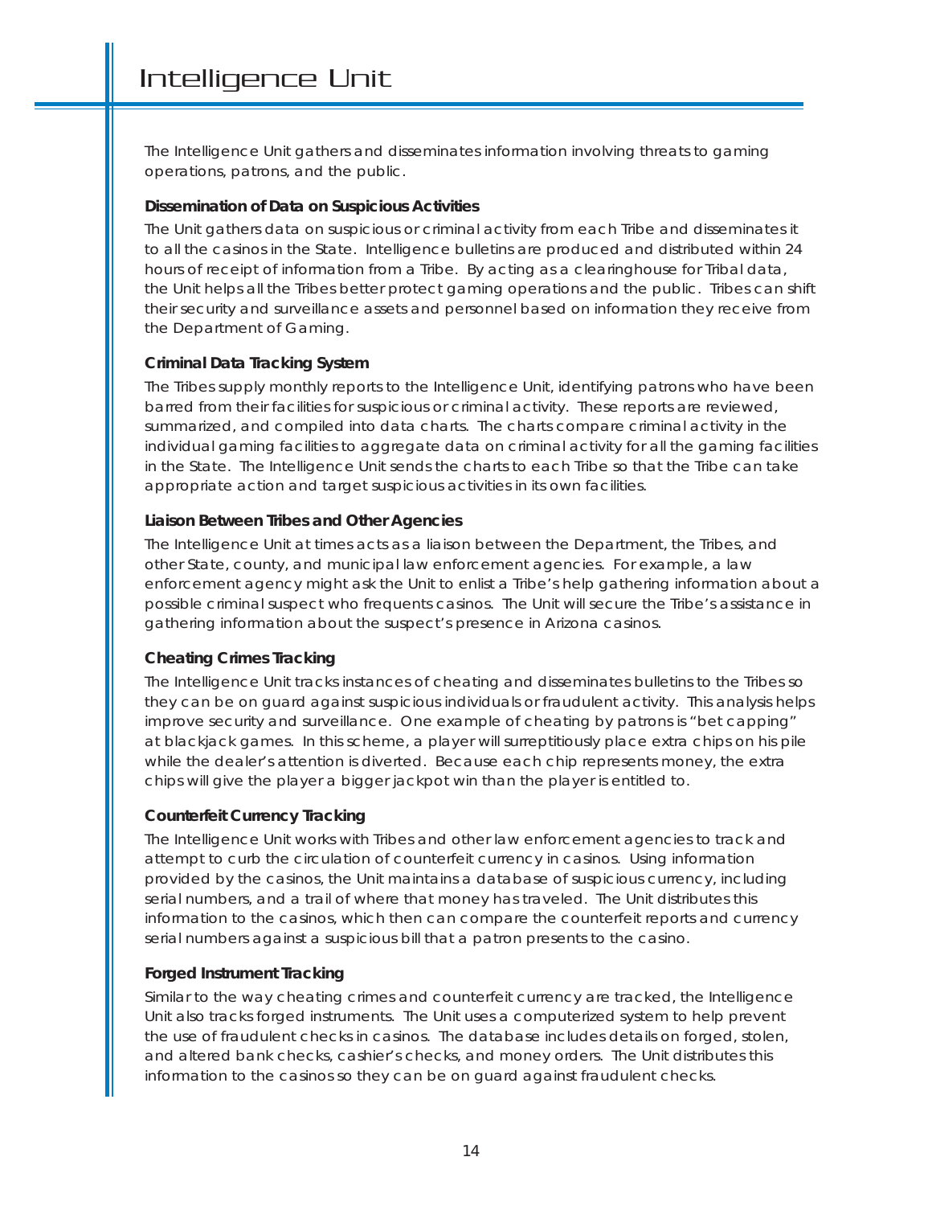# Intelligence Unit

The Intelligence Unit gathers and disseminates information involving threats to gaming operations, patrons, and the public.

**Dissemination of Data on Suspicious Activities**

The Unit gathers data on suspicious or criminal activity from each Tribe and disseminates it to all the casinos in the State. Intelligence bulletins are produced and distributed within 24 hours of receipt of information from a Tribe. By acting as a clearinghouse for Tribal data, the Unit helps all the Tribes better protect gaming operations and the public. Tribes can shift their security and surveillance assets and personnel based on information they receive from the Department of Gaming.

**Criminal Data Tracking System**

The Tribes supply monthly reports to the Intelligence Unit, identifying patrons who have been barred from their facilities for suspicious or criminal activity. These reports are reviewed, summarized, and compiled into data charts. The charts compare criminal activity in the individual gaming facilities to aggregate data on criminal activity for all the gaming facilities in the State. The Intelligence Unit sends the charts to each Tribe so that the Tribe can take appropriate action and target suspicious activities in its own facilities.

**Liaison Between Tribes and Other Agencies**

The Intelligence Unit at times acts as a liaison between the Department, the Tribes, and other State, county, and municipal law enforcement agencies. For example, a law enforcement agency might ask the Unit to enlist a Tribe's help gathering information about a possible criminal suspect who frequents casinos. The Unit will secure the Tribe's assistance in gathering information about the suspect's presence in Arizona casinos.

**Cheating Crimes Tracking**

The Intelligence Unit tracks instances of cheating and disseminates bulletins to the Tribes so they can be on guard against suspicious individuals or fraudulent activity. This analysis helps improve security and surveillance. One example of cheating by patrons is "bet capping" at blackjack games. In this scheme, a player will surreptitiously place extra chips on his pile while the dealer's attention is diverted. Because each chip represents money, the extra chips will give the player a bigger jackpot win than the player is entitled to.

**Counterfeit Currency Tracking**

The Intelligence Unit works with Tribes and other law enforcement agencies to track and attempt to curb the circulation of counterfeit currency in casinos. Using information provided by the casinos, the Unit maintains a database of suspicious currency, including serial numbers, and a trail of where that money has traveled. The Unit distributes this information to the casinos, which then can compare the counterfeit reports and currency serial numbers against a suspicious bill that a patron presents to the casino.

**Forged Instrument Tracking**

Similar to the way cheating crimes and counterfeit currency are tracked, the Intelligence Unit also tracks forged instruments. The Unit uses a computerized system to help prevent the use of fraudulent checks in casinos. The database includes details on forged, stolen, and altered bank checks, cashier's checks, and money orders. The Unit distributes this information to the casinos so they can be on guard against fraudulent checks.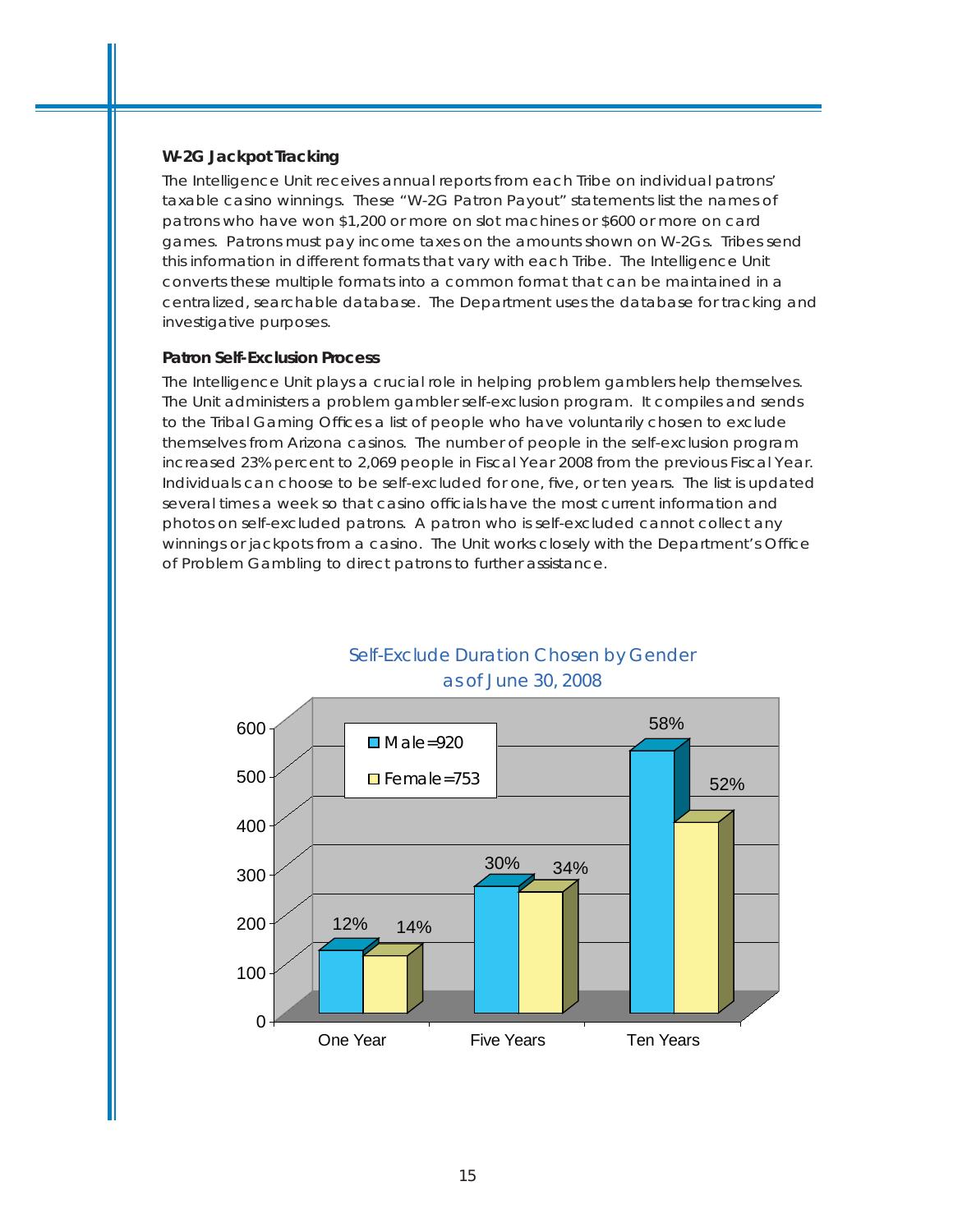### W-2G Jackpot Tracking

The Intelligence Unit receives annual reports from each Tribe on individual patrons' taxable casino winnings. These "W-2G Patron Payout" statements list the names of patrons who have won $1,200 or more on slot machines or $600 or more on card games. Patrons must pay income taxes on the amounts shown on W-2Gs. Tribes send this information in different formats that vary with each Tribe. The Intelligence Unit converts these multiple formats into a common format that can be maintained in a centralized, searchable database. The Department uses the database for tracking and investigative purposes.

### Patron Self-Exclusion Process

The Intelligence Unit plays a crucial role in helping problem gamblers help themselves. The Unit administers a problem gambler self-exclusion program. It compiles and sends to the Tribal Gaming Offices a list of people who have voluntarily chosen to exclude themselves from Arizona casinos. The number of people in the self-exclusion program increased 23% percent to 2,069 people in Fiscal Year 2008 from the previous Fiscal Year. Individuals can choose to be self-excluded for one, five, or ten years. The list is updated several times a week so that casino officials have the most current information and photos on self-excluded patrons. A patron who is self-excluded cannot collect any winnings or jackpots from a casino. The Unit works closely with the Department's Office of Problem Gambling to direct patrons to further assistance.

Self-Exclude Duration Chosen by Gender as of June 30, 2008

| | One Year | Five Years | Ten Years |
|---|---|---|---|
| Male=920 | 12% | 30% | 58% |
| Female=753 | 14% | 34% | 52% |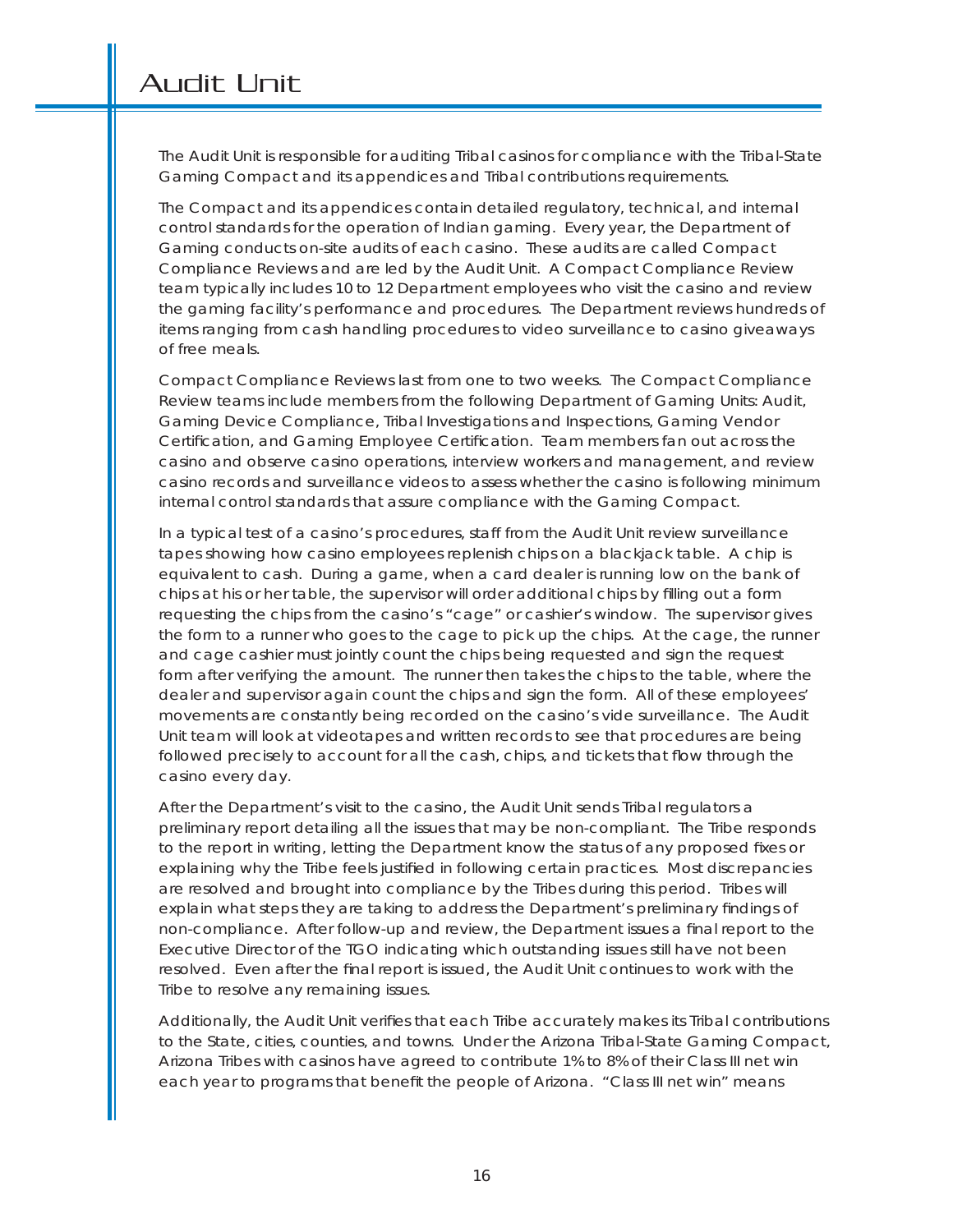# Audit Unit

The Audit Unit is responsible for auditing Tribal casinos for compliance with the Tribal-State Gaming Compact and its appendices and Tribal contributions requirements.

The Compact and its appendices contain detailed regulatory, technical, and internal control standards for the operation of Indian gaming. Every year, the Department of Gaming conducts on-site audits of each casino. These audits are called Compact Compliance Reviews and are led by the Audit Unit. A Compact Compliance Review team typically includes 10 to 12 Department employees who visit the casino and review the gaming facility's performance and procedures. The Department reviews hundreds of items ranging from cash handling procedures to video surveillance to casino giveaways of free meals.

Compact Compliance Reviews last from one to two weeks. The Compact Compliance Review teams include members from the following Department of Gaming Units: Audit, Gaming Device Compliance, Tribal Investigations and Inspections, Gaming Vendor Certification, and Gaming Employee Certification. Team members fan out across the casino and observe casino operations, interview workers and management, and review casino records and surveillance videos to assess whether the casino is following minimum internal control standards that assure compliance with the Gaming Compact.

In a typical test of a casino's procedures, staff from the Audit Unit review surveillance tapes showing how casino employees replenish chips on a blackjack table. A chip is equivalent to cash. During a game, when a card dealer is running low on the bank of chips at his or her table, the supervisor will order additional chips by filling out a form requesting the chips from the casino's "cage" or cashier's window. The supervisor gives the form to a runner who goes to the cage to pick up the chips. At the cage, the runner and cage cashier must jointly count the chips being requested and sign the request form after verifying the amount. The runner then takes the chips to the table, where the dealer and supervisor again count the chips and sign the form. All of these employees' movements are constantly being recorded on the casino's vide surveillance. The Audit Unit team will look at videotapes and written records to see that procedures are being followed precisely to account for all the cash, chips, and tickets that flow through the casino every day.

After the Department's visit to the casino, the Audit Unit sends Tribal regulators a preliminary report detailing all the issues that may be non-compliant. The Tribe responds to the report in writing, letting the Department know the status of any proposed fixes or explaining why the Tribe feels justified in following certain practices. Most discrepancies are resolved and brought into compliance by the Tribes during this period. Tribes will explain what steps they are taking to address the Department's preliminary findings of non-compliance. After follow-up and review, the Department issues a final report to the Executive Director of the TGO indicating which outstanding issues still have not been resolved. Even after the final report is issued, the Audit Unit continues to work with the Tribe to resolve any remaining issues.

Additionally, the Audit Unit verifies that each Tribe accurately makes its Tribal contributions to the State, cities, counties, and towns. Under the Arizona Tribal-State Gaming Compact, Arizona Tribes with casinos have agreed to contribute 1% to 8% of their Class III net win each year to programs that benefit the people of Arizona. "Class III net win" means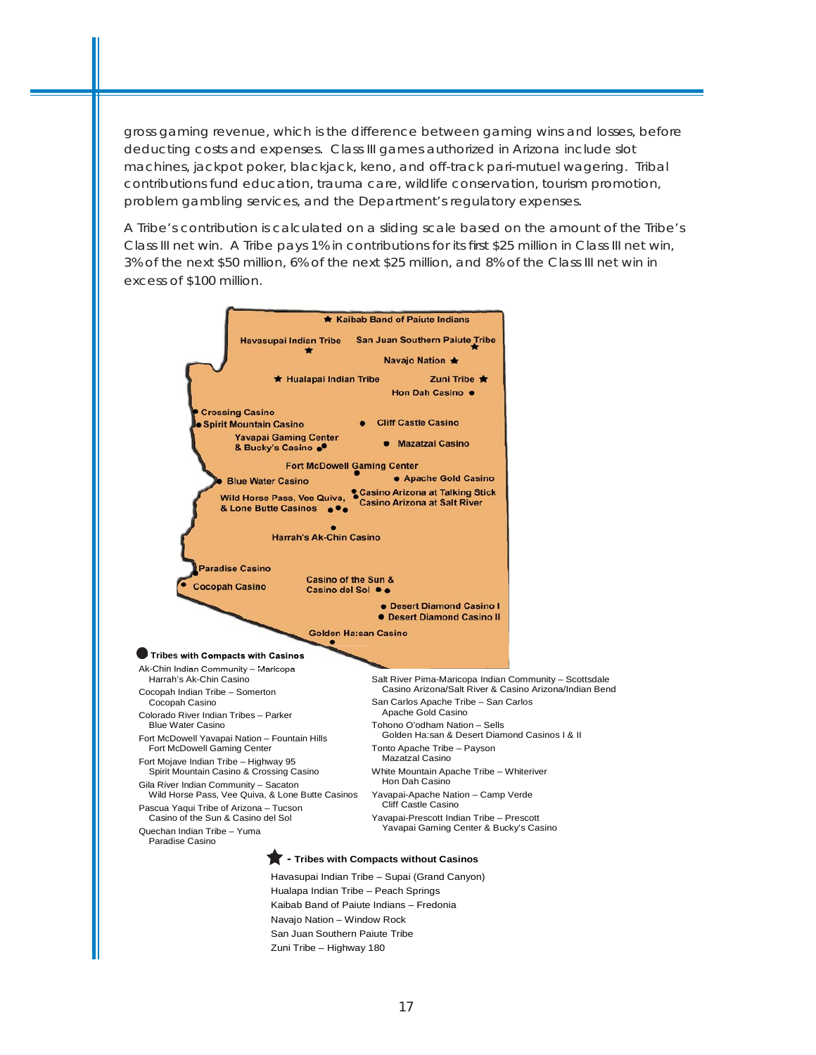gross gaming revenue, which is the difference between gaming wins and losses, before deducting costs and expenses. Class III games authorized in Arizona include slot machines, jackpot poker, blackjack, keno, and off-track pari-mutuel wagering. Tribal contributions fund education, trauma care, wildlife conservation, tourism promotion, problem gambling services, and the Department's regulatory expenses.

A Tribe's contribution is calculated on a sliding scale based on the amount of the Tribe's Class III net win. A Tribe pays 1% in contributions for its first $25 million in Class III net win, 3% of the next $50 million, 6% of the next $25 million, and 8% of the Class III net win in excess of $100 million.

**● Tribes with Compacts with Casinos**

- Ak-Chin Indian Community – Maricopa
  - Harrah's Ak-Chin Casino
- Cocopah Indian Tribe – Somerton
  - Cocopah Casino
- Colorado River Indian Tribes – Parker
  - Blue Water Casino
- Fort McDowell Yavapai Nation – Fountain Hills
  - Fort McDowell Gaming Center
- Fort Mojave Indian Tribe – Highway 95
  - Spirit Mountain Casino & Crossing Casino
- Gila River Indian Community – Sacaton
  - Wild Horse Pass, Vee Quiva, & Lone Butte Casinos
- Pascua Yaqui Tribe of Arizona – Tucson
  - Casino of the Sun & Casino del Sol
- Quechan Indian Tribe – Yuma
  - Paradise Casino
- Salt River Pima-Maricopa Indian Community – Scottsdale
  - Casino Arizona/Salt River & Casino Arizona/Indian Bend
- San Carlos Apache Tribe – San Carlos
  - Apache Gold Casino
- Tohono O'odham Nation – Sells
  - Golden Ha:san & Desert Diamond Casinos I & II
- Tonto Apache Tribe – Payson
  - Mazatzal Casino
- White Mountain Apache Tribe – Whiteriver
  - Hon Dah Casino
- Yavapai-Apache Nation – Camp Verde
  - Cliff Castle Casino
- Yavapai-Prescott Indian Tribe – Prescott
  - Yavapai Gaming Center & Bucky's Casino

**★ - Tribes with Compacts without Casinos**

- Havasupai Indian Tribe – Supai (Grand Canyon)
- Hualapa Indian Tribe – Peach Springs
- Kaibab Band of Paiute Indians – Fredonia
- Navajo Nation – Window Rock
- San Juan Southern Paiute Tribe
- Zuni Tribe – Highway 180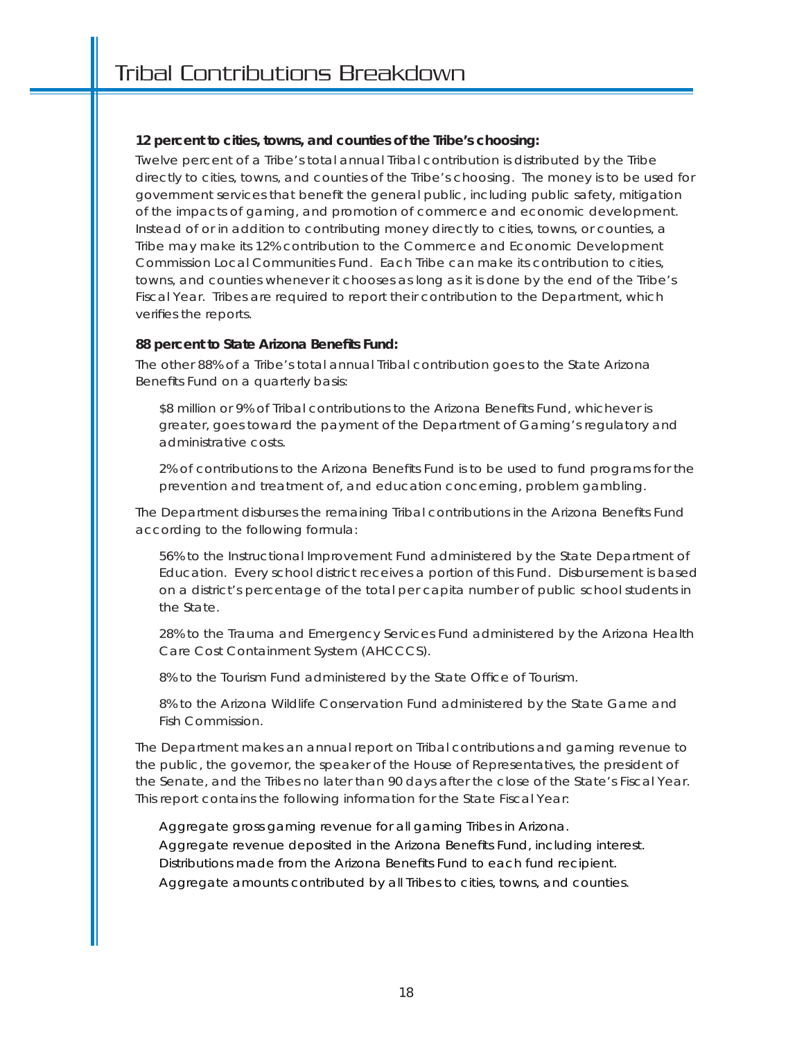# Tribal Contributions Breakdown

**12 percent to cities, towns, and counties of the Tribe's choosing:**

Twelve percent of a Tribe's total annual Tribal contribution is distributed by the Tribe directly to cities, towns, and counties of the Tribe's choosing. The money is to be used for government services that benefit the general public, including public safety, mitigation of the impacts of gaming, and promotion of commerce and economic development. Instead of or in addition to contributing money directly to cities, towns, or counties, a Tribe may make its 12% contribution to the Commerce and Economic Development Commission Local Communities Fund. Each Tribe can make its contribution to cities, towns, and counties whenever it chooses as long as it is done by the end of the Tribe's Fiscal Year. Tribes are required to report their contribution to the Department, which verifies the reports.

**88 percent to State Arizona Benefits Fund:**

The other 88% of a Tribe's total annual Tribal contribution goes to the State Arizona Benefits Fund on a quarterly basis:

> $8 million or 9% of Tribal contributions to the Arizona Benefits Fund, whichever is greater, goes toward the payment of the Department of Gaming's regulatory and administrative costs.
>
> 2% of contributions to the Arizona Benefits Fund is to be used to fund programs for the prevention and treatment of, and education concerning, problem gambling.

The Department disburses the remaining Tribal contributions in the Arizona Benefits Fund according to the following formula:

> 56% to the Instructional Improvement Fund administered by the State Department of Education. Every school district receives a portion of this Fund. Disbursement is based on a district's percentage of the total per capita number of public school students in the State.
>
> 28% to the Trauma and Emergency Services Fund administered by the Arizona Health Care Cost Containment System (AHCCCS).
>
> 8% to the Tourism Fund administered by the State Office of Tourism.
>
> 8% to the Arizona Wildlife Conservation Fund administered by the State Game and Fish Commission.

The Department makes an annual report on Tribal contributions and gaming revenue to the public, the governor, the speaker of the House of Representatives, the president of the Senate, and the Tribes no later than 90 days after the close of the State's Fiscal Year. This report contains the following information for the State Fiscal Year:

> Aggregate gross gaming revenue for all gaming Tribes in Arizona.
> Aggregate revenue deposited in the Arizona Benefits Fund, including interest.
> Distributions made from the Arizona Benefits Fund to each fund recipient.
> Aggregate amounts contributed by all Tribes to cities, towns, and counties.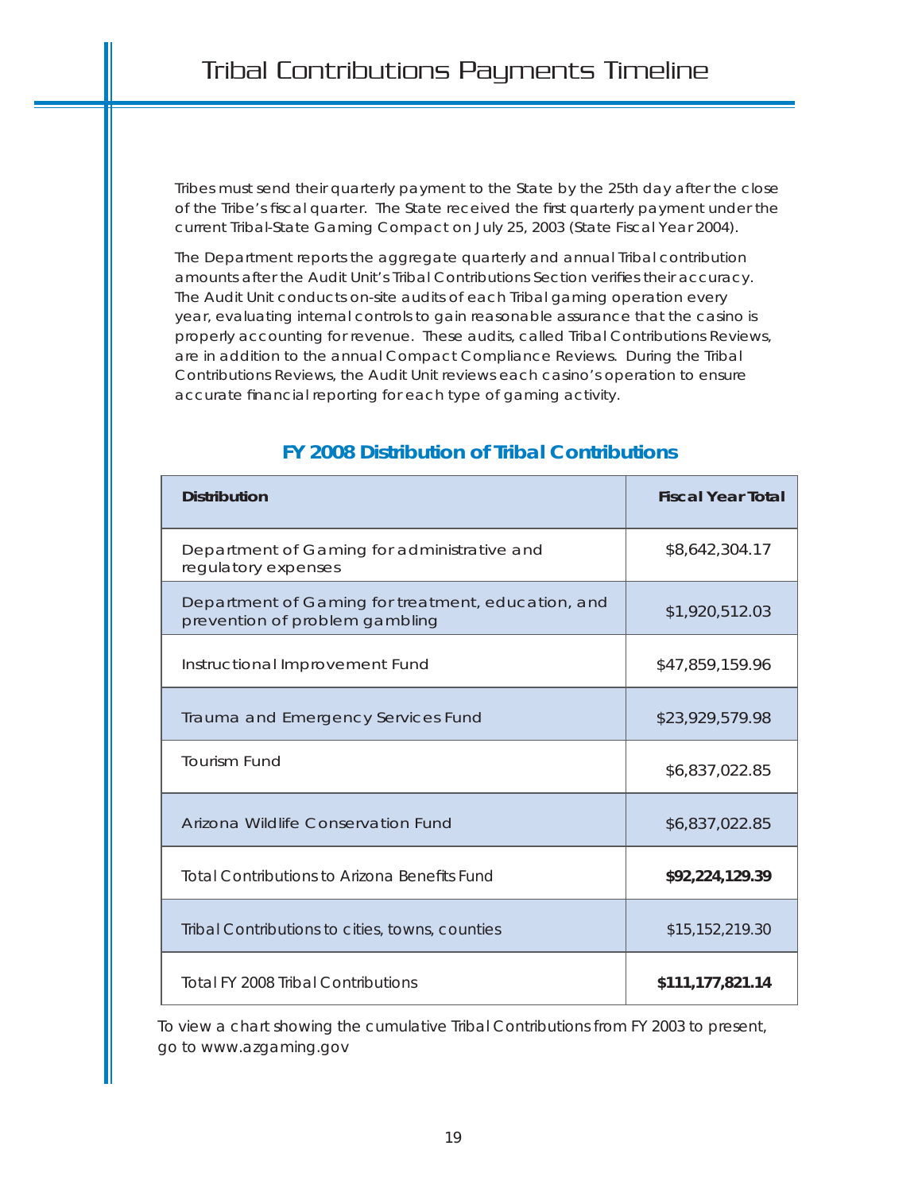# Tribal Contributions Payments Timeline

Tribes must send their quarterly payment to the State by the 25th day after the close of the Tribe's fiscal quarter. The State received the first quarterly payment under the current Tribal-State Gaming Compact on July 25, 2003 (State Fiscal Year 2004).

The Department reports the aggregate quarterly and annual Tribal contribution amounts after the Audit Unit's Tribal Contributions Section verifies their accuracy. The Audit Unit conducts on-site audits of each Tribal gaming operation every year, evaluating internal controls to gain reasonable assurance that the casino is properly accounting for revenue. These audits, called Tribal Contributions Reviews, are in addition to the annual Compact Compliance Reviews. During the Tribal Contributions Reviews, the Audit Unit reviews each casino's operation to ensure accurate financial reporting for each type of gaming activity.

## FY 2008 Distribution of Tribal Contributions

| Distribution | Fiscal Year Total |
|---|---|
| Department of Gaming for administrative and regulatory expenses | $8,642,304.17 |
| Department of Gaming for treatment, education, and prevention of problem gambling | $1,920,512.03 |
| Instructional Improvement Fund | $47,859,159.96 |
| Trauma and Emergency Services Fund | $23,929,579.98 |
| Tourism Fund | $6,837,022.85 |
| Arizona Wildlife Conservation Fund | $6,837,022.85 |
| Total Contributions to Arizona Benefits Fund | **$92,224,129.39** |
| Tribal Contributions to cities, towns, counties | $15,152,219.30 |
| Total FY 2008 Tribal Contributions | **$111,177,821.14** |

To view a chart showing the cumulative Tribal Contributions from FY 2003 to present, go to www.azgaming.gov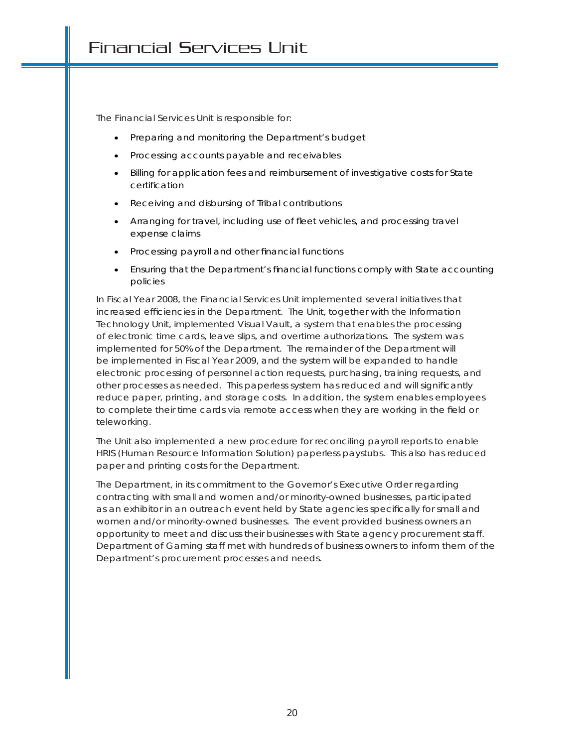# Financial Services Unit

The Financial Services Unit is responsible for:

- Preparing and monitoring the Department's budget
- Processing accounts payable and receivables
- Billing for application fees and reimbursement of investigative costs for State certification
- Receiving and disbursing of Tribal contributions
- Arranging for travel, including use of fleet vehicles, and processing travel expense claims
- Processing payroll and other financial functions
- Ensuring that the Department's financial functions comply with State accounting policies

In Fiscal Year 2008, the Financial Services Unit implemented several initiatives that increased efficiencies in the Department. The Unit, together with the Information Technology Unit, implemented Visual Vault, a system that enables the processing of electronic time cards, leave slips, and overtime authorizations. The system was implemented for 50% of the Department. The remainder of the Department will be implemented in Fiscal Year 2009, and the system will be expanded to handle electronic processing of personnel action requests, purchasing, training requests, and other processes as needed. This paperless system has reduced and will significantly reduce paper, printing, and storage costs. In addition, the system enables employees to complete their time cards via remote access when they are working in the field or teleworking.

The Unit also implemented a new procedure for reconciling payroll reports to enable HRIS (Human Resource Information Solution) paperless paystubs. This also has reduced paper and printing costs for the Department.

The Department, in its commitment to the Governor's Executive Order regarding contracting with small and women and/or minority-owned businesses, participated as an exhibitor in an outreach event held by State agencies specifically for small and women and/or minority-owned businesses. The event provided business owners an opportunity to meet and discuss their businesses with State agency procurement staff. Department of Gaming staff met with hundreds of business owners to inform them of the Department's procurement processes and needs.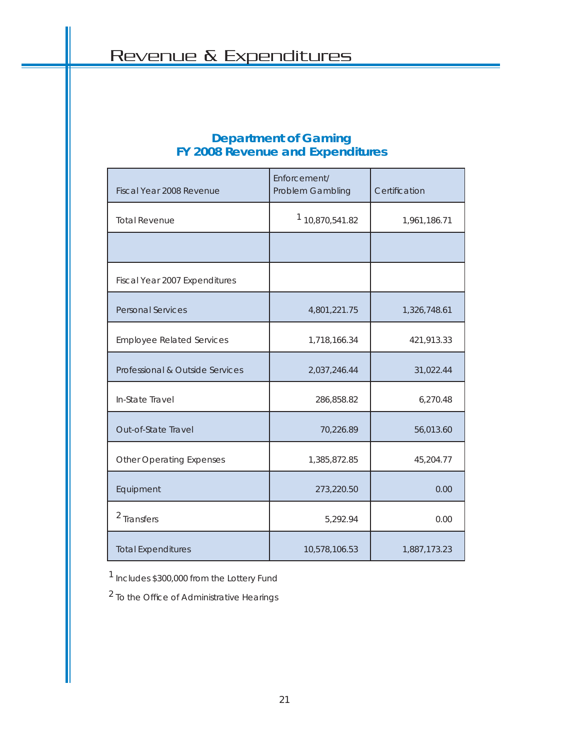# Revenue & Expenditures

## Department of Gaming
## FY 2008 Revenue and Expenditures

| Fiscal Year 2008 Revenue | Enforcement/ Problem Gambling | Certification |
|---|---|---|
| Total Revenue | [1] 10,870,541.82 | 1,961,186.71 |
| | | |
| Fiscal Year 2007 Expenditures | | |
| Personal Services | 4,801,221.75 | 1,326,748.61 |
| Employee Related Services | 1,718,166.34 | 421,913.33 |
| Professional & Outside Services | 2,037,246.44 | 31,022.44 |
| In-State Travel | 286,858.82 | 6,270.48 |
| Out-of-State Travel | 70,226.89 | 56,013.60 |
| Other Operating Expenses | 1,385,872.85 | 45,204.77 |
| Equipment | 273,220.50 | 0.00 |
| [2] Transfers | 5,292.94 | 0.00 |
| Total Expenditures | 10,578,106.53 | 1,887,173.23 |

[1] Includes $300,000 from the Lottery Fund

[2] To the Office of Administrative Hearings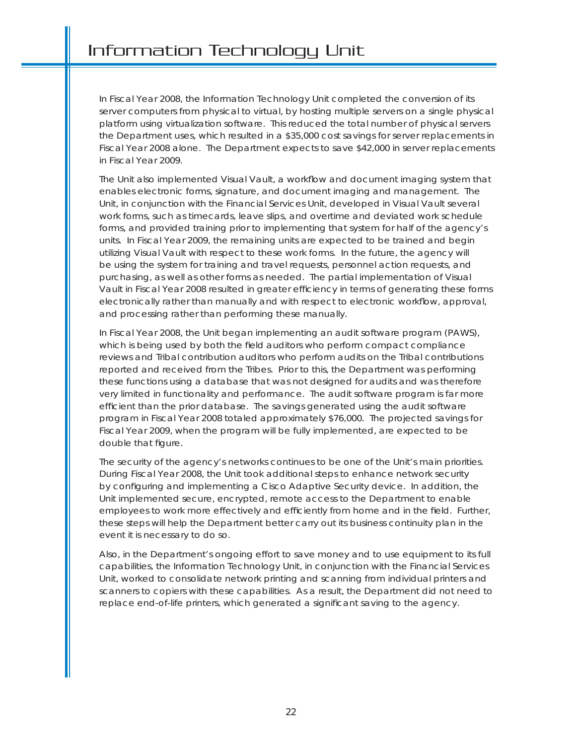# Information Technology Unit

In Fiscal Year 2008, the Information Technology Unit completed the conversion of its server computers from physical to virtual, by hosting multiple servers on a single physical platform using virtualization software. This reduced the total number of physical servers the Department uses, which resulted in a $35,000 cost savings for server replacements in Fiscal Year 2008 alone. The Department expects to save $42,000 in server replacements in Fiscal Year 2009.

The Unit also implemented Visual Vault, a workflow and document imaging system that enables electronic forms, signature, and document imaging and management. The Unit, in conjunction with the Financial Services Unit, developed in Visual Vault several work forms, such as timecards, leave slips, and overtime and deviated work schedule forms, and provided training prior to implementing that system for half of the agency's units. In Fiscal Year 2009, the remaining units are expected to be trained and begin utilizing Visual Vault with respect to these work forms. In the future, the agency will be using the system for training and travel requests, personnel action requests, and purchasing, as well as other forms as needed. The partial implementation of Visual Vault in Fiscal Year 2008 resulted in greater efficiency in terms of generating these forms electronically rather than manually and with respect to electronic workflow, approval, and processing rather than performing these manually.

In Fiscal Year 2008, the Unit began implementing an audit software program (PAWS), which is being used by both the field auditors who perform compact compliance reviews and Tribal contribution auditors who perform audits on the Tribal contributions reported and received from the Tribes. Prior to this, the Department was performing these functions using a database that was not designed for audits and was therefore very limited in functionality and performance. The audit software program is far more efficient than the prior database. The savings generated using the audit software program in Fiscal Year 2008 totaled approximately $76,000. The projected savings for Fiscal Year 2009, when the program will be fully implemented, are expected to be double that figure.

The security of the agency's networks continues to be one of the Unit's main priorities. During Fiscal Year 2008, the Unit took additional steps to enhance network security by configuring and implementing a Cisco Adaptive Security device. In addition, the Unit implemented secure, encrypted, remote access to the Department to enable employees to work more effectively and efficiently from home and in the field. Further, these steps will help the Department better carry out its business continuity plan in the event it is necessary to do so.

Also, in the Department's ongoing effort to save money and to use equipment to its full capabilities, the Information Technology Unit, in conjunction with the Financial Services Unit, worked to consolidate network printing and scanning from individual printers and scanners to copiers with these capabilities. As a result, the Department did not need to replace end-of-life printers, which generated a significant saving to the agency.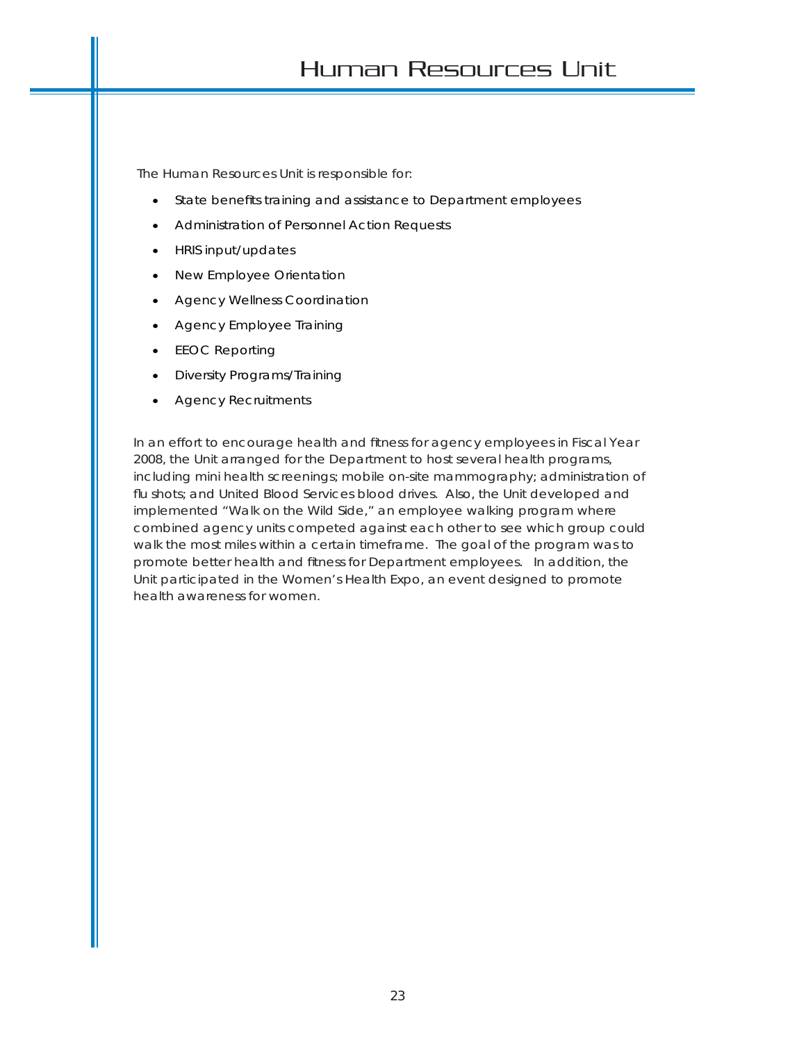# Human Resources Unit

The Human Resources Unit is responsible for:

- State benefits training and assistance to Department employees
- Administration of Personnel Action Requests
- HRIS input/updates
- New Employee Orientation
- Agency Wellness Coordination
- Agency Employee Training
- EEOC Reporting
- Diversity Programs/Training
- Agency Recruitments

In an effort to encourage health and fitness for agency employees in Fiscal Year 2008, the Unit arranged for the Department to host several health programs, including mini health screenings; mobile on-site mammography; administration of flu shots; and United Blood Services blood drives. Also, the Unit developed and implemented "Walk on the Wild Side," an employee walking program where combined agency units competed against each other to see which group could walk the most miles within a certain timeframe. The goal of the program was to promote better health and fitness for Department employees. In addition, the Unit participated in the Women's Health Expo, an event designed to promote health awareness for women.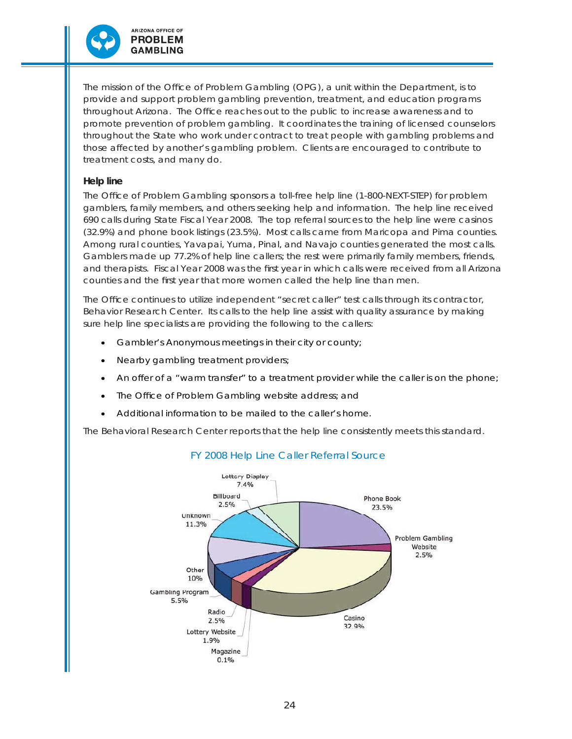The mission of the Office of Problem Gambling (OPG), a unit within the Department, is to provide and support problem gambling prevention, treatment, and education programs throughout Arizona. The Office reaches out to the public to increase awareness and to promote prevention of problem gambling. It coordinates the training of licensed counselors throughout the State who work under contract to treat people with gambling problems and those affected by another's gambling problem. Clients are encouraged to contribute to treatment costs, and many do.

### Help line

The Office of Problem Gambling sponsors a toll-free help line (1-800-NEXT-STEP) for problem gamblers, family members, and others seeking help and information. The help line received 690 calls during State Fiscal Year 2008. The top referral sources to the help line were casinos (32.9%) and phone book listings (23.5%). Most calls came from Maricopa and Pima counties. Among rural counties, Yavapai, Yuma, Pinal, and Navajo counties generated the most calls. Gamblers made up 77.2% of help line callers; the rest were primarily family members, friends, and therapists. Fiscal Year 2008 was the first year in which calls were received from all Arizona counties and the first year that more women called the help line than men.

The Office continues to utilize independent "secret caller" test calls through its contractor, Behavior Research Center. Its calls to the help line assist with quality assurance by making sure help line specialists are providing the following to the callers:

- Gambler's Anonymous meetings in their city or county;
- Nearby gambling treatment providers;
- An offer of a "warm transfer" to a treatment provider while the caller is on the phone;
- The Office of Problem Gambling website address; and
- Additional information to be mailed to the caller's home.

The Behavioral Research Center reports that the help line consistently meets this standard.

FY 2008 Help Line Caller Referral Source

| Referral Source | Percent |
|---|---|
| Phone Book | 23.5% |
| Problem Gambling Website | 2.5% |
| Casino | 32.9% |
| Magazine | 0.1% |
| Lottery Website | 1.9% |
| Radio | 2.5% |
| Gambling Program | 5.5% |
| Other | 10% |
| Unknown | 11.3% |
| Billboard | 2.5% |
| Lottery Display | 7.4% |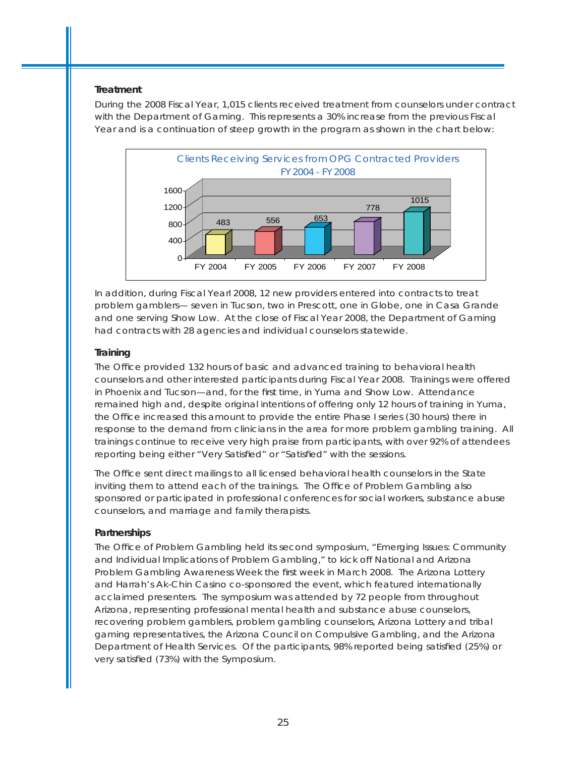**Treatment**

During the 2008 Fiscal Year, 1,015 clients received treatment from counselors under contract with the Department of Gaming. This represents a 30% increase from the previous Fiscal Year and is a continuation of steep growth in the program as shown in the chart below:

Clients Receiving Services from OPG Contracted Providers
FY 2004 - FY 2008

| Fiscal Year | Clients |
|---|---|
| FY 2004 | 483 |
| FY 2005 | 556 |
| FY 2006 | 653 |
| FY 2007 | 778 |
| FY 2008 | 1015 |

In addition, during Fiscal Yearl 2008, 12 new providers entered into contracts to treat problem gamblers— seven in Tucson, two in Prescott, one in Globe, one in Casa Grande and one serving Show Low. At the close of Fiscal Year 2008, the Department of Gaming had contracts with 28 agencies and individual counselors statewide.

**Training**

The Office provided 132 hours of basic and advanced training to behavioral health counselors and other interested participants during Fiscal Year 2008. Trainings were offered in Phoenix and Tucson—and, for the first time, in Yuma and Show Low. Attendance remained high and, despite original intentions of offering only 12 hours of training in Yuma, the Office increased this amount to provide the entire Phase I series (30 hours) there in response to the demand from clinicians in the area for more problem gambling training. All trainings continue to receive very high praise from participants, with over 92% of attendees reporting being either "Very Satisfied" or "Satisfied" with the sessions.

The Office sent direct mailings to all licensed behavioral health counselors in the State inviting them to attend each of the trainings. The Office of Problem Gambling also sponsored or participated in professional conferences for social workers, substance abuse counselors, and marriage and family therapists.

**Partnerships**

The Office of Problem Gambling held its second symposium, "Emerging Issues: Community and Individual Implications of Problem Gambling," to kick off National and Arizona Problem Gambling Awareness Week the first week in March 2008. The Arizona Lottery and Harrah's Ak-Chin Casino co-sponsored the event, which featured internationally acclaimed presenters. The symposium was attended by 72 people from throughout Arizona, representing professional mental health and substance abuse counselors, recovering problem gamblers, problem gambling counselors, Arizona Lottery and tribal gaming representatives, the Arizona Council on Compulsive Gambling, and the Arizona Department of Health Services. Of the participants, 98% reported being satisfied (25%) or very satisfied (73%) with the Symposium.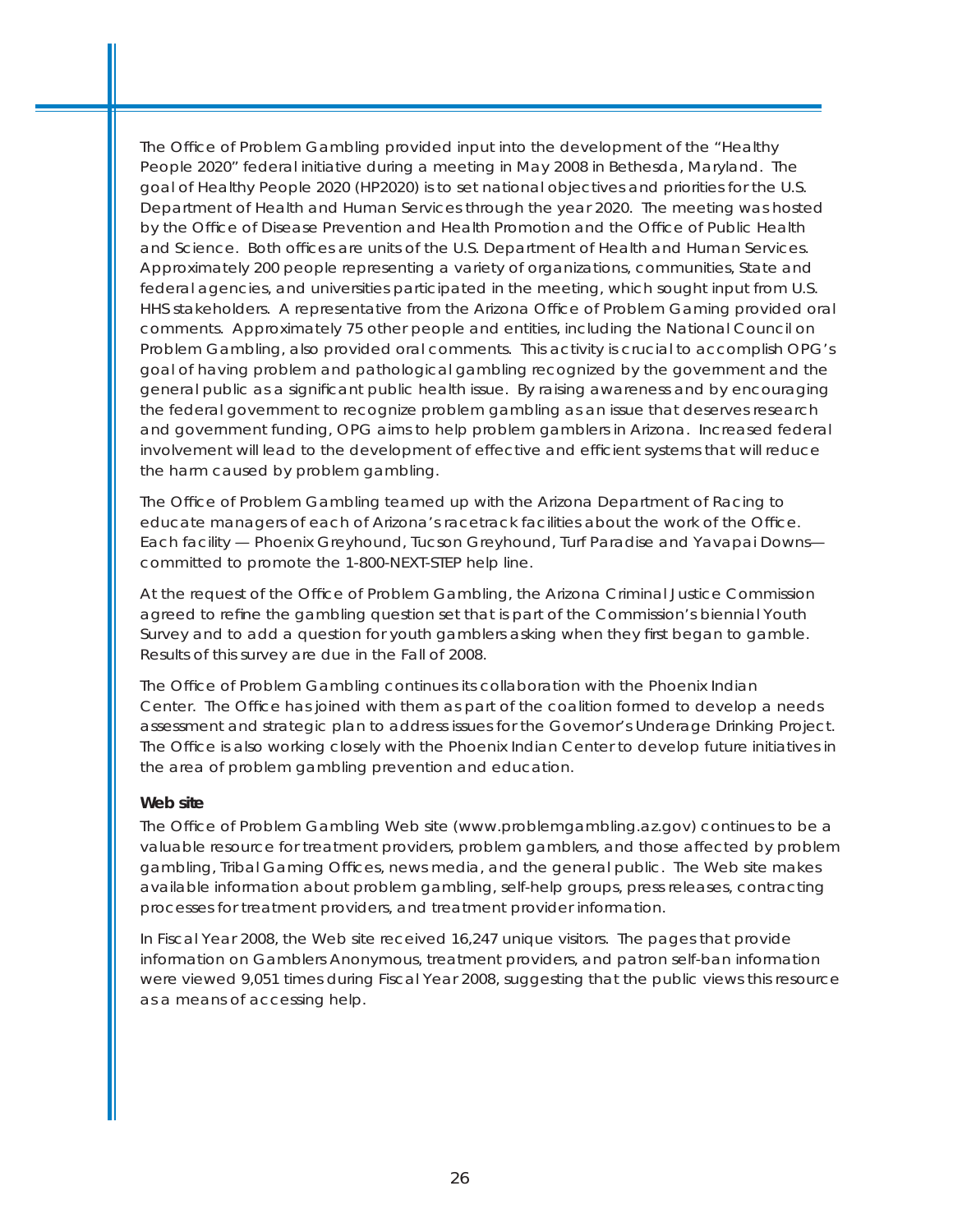The Office of Problem Gambling provided input into the development of the "Healthy People 2020" federal initiative during a meeting in May 2008 in Bethesda, Maryland. The goal of Healthy People 2020 (HP2020) is to set national objectives and priorities for the U.S. Department of Health and Human Services through the year 2020. The meeting was hosted by the Office of Disease Prevention and Health Promotion and the Office of Public Health and Science. Both offices are units of the U.S. Department of Health and Human Services. Approximately 200 people representing a variety of organizations, communities, State and federal agencies, and universities participated in the meeting, which sought input from U.S. HHS stakeholders. A representative from the Arizona Office of Problem Gaming provided oral comments. Approximately 75 other people and entities, including the National Council on Problem Gambling, also provided oral comments. This activity is crucial to accomplish OPG's goal of having problem and pathological gambling recognized by the government and the general public as a significant public health issue. By raising awareness and by encouraging the federal government to recognize problem gambling as an issue that deserves research and government funding, OPG aims to help problem gamblers in Arizona. Increased federal involvement will lead to the development of effective and efficient systems that will reduce the harm caused by problem gambling.

The Office of Problem Gambling teamed up with the Arizona Department of Racing to educate managers of each of Arizona's racetrack facilities about the work of the Office. Each facility — Phoenix Greyhound, Tucson Greyhound, Turf Paradise and Yavapai Downs— committed to promote the 1-800-NEXT-STEP help line.

At the request of the Office of Problem Gambling, the Arizona Criminal Justice Commission agreed to refine the gambling question set that is part of the Commission's biennial Youth Survey and to add a question for youth gamblers asking when they first began to gamble. Results of this survey are due in the Fall of 2008.

The Office of Problem Gambling continues its collaboration with the Phoenix Indian Center. The Office has joined with them as part of the coalition formed to develop a needs assessment and strategic plan to address issues for the Governor's Underage Drinking Project. The Office is also working closely with the Phoenix Indian Center to develop future initiatives in the area of problem gambling prevention and education.

**Web site**

The Office of Problem Gambling Web site (www.problemgambling.az.gov) continues to be a valuable resource for treatment providers, problem gamblers, and those affected by problem gambling, Tribal Gaming Offices, news media, and the general public. The Web site makes available information about problem gambling, self-help groups, press releases, contracting processes for treatment providers, and treatment provider information.

In Fiscal Year 2008, the Web site received 16,247 unique visitors. The pages that provide information on Gamblers Anonymous, treatment providers, and patron self-ban information were viewed 9,051 times during Fiscal Year 2008, suggesting that the public views this resource as a means of accessing help.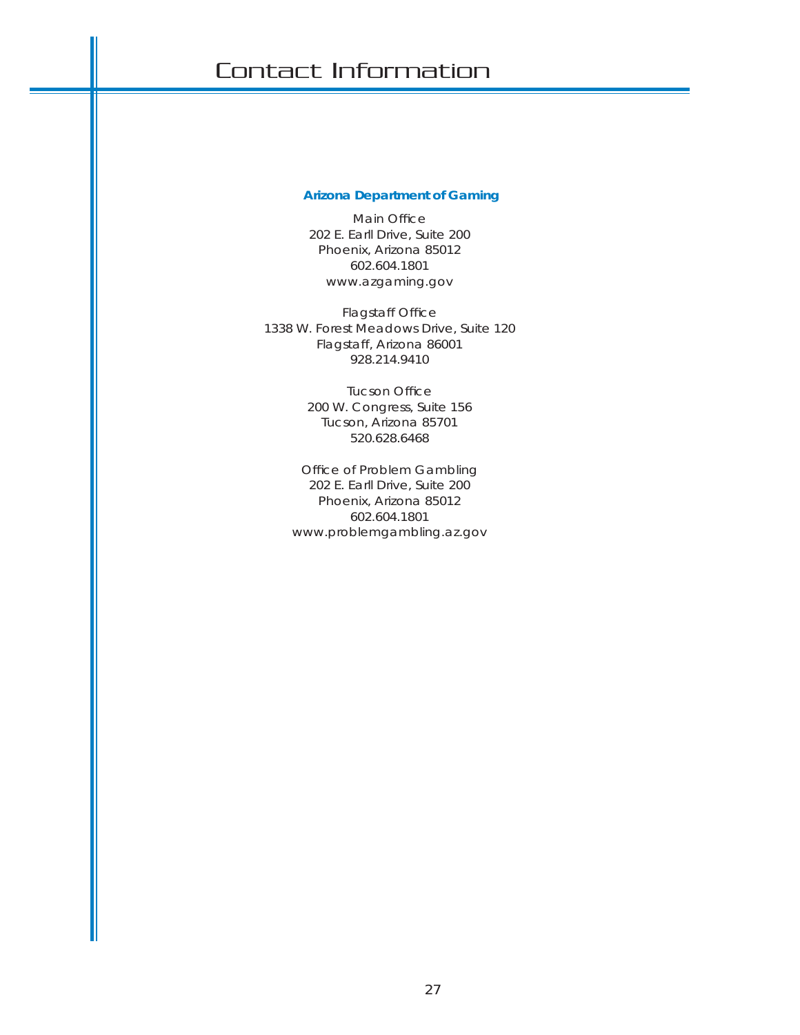# Contact Information

**Arizona Department of Gaming**

Main Office
202 E. Earll Drive, Suite 200
Phoenix, Arizona 85012
602.604.1801
www.azgaming.gov

Flagstaff Office
1338 W. Forest Meadows Drive, Suite 120
Flagstaff, Arizona 86001
928.214.9410

Tucson Office
200 W. Congress, Suite 156
Tucson, Arizona 85701
520.628.6468

Office of Problem Gambling
202 E. Earll Drive, Suite 200
Phoenix, Arizona 85012
602.604.1801
www.problemgambling.az.gov